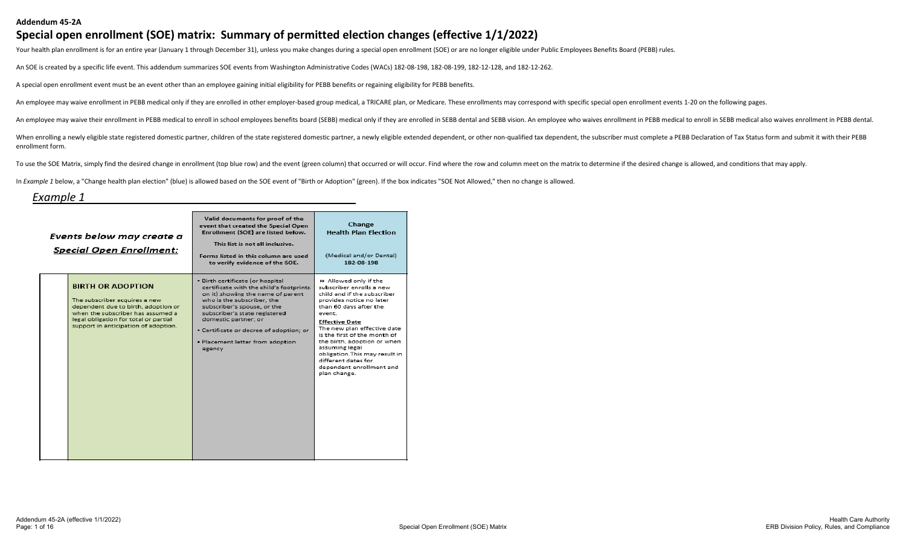**Addendum 45-2A**

# Special open enrollment (SOE) matrix: Summary of permitted election changes (effective 1/1/2022)

Your health plan enrollment is for an entire year (January 1 through December 31), unless you make changes during a special open enrollment (SOE) or are no longer eligible under Public Employees Benefits Board (PEBB) rules.

An SOE is created by a specific life event. This addendum summarizes SOE events from Washington Administrative Codes (WACs) 182-08-198, 182-08-199, 182-12-128, and 182-12-262.

A special open enrollment event must be an event other than an employee gaining initial eligibility for PEBB benefits or regaining eligibility for PEBB benefits.

An employee may waive enrollment in PEBB medical only if they are enrolled in other employer-based group medical, a TRICARE plan, or Medicare. These enrollments may correspond with specific special open enrollment events 1-20 on the following pages.

An employee may waive their enrollment in PEBB medical to enroll in school employees benefits board (SEBB) medical only if they are enrolled in SEBB dental and SEBB vision. An employee who waives enrollment in PEBB medical to enroll in SEBB medical also waives enrollment in PEBB dental.

When enrolling a newly eligible state registered domestic partner, children of the state registered domestic partner, a newly eligible extended dependent, or other non-qualified tax dependent, the subscriber must complete a PEBB Declaration of Tax Status form and submit it with their PEBB enrollment form.

To use the SOE Matrix, simply find the desired change in enrollment (top blue row) and the event (green column) that occurred or will occur. Find where the row and column meet on the matrix to determine if the desired change is allowed, and conditions that may apply.

In *Example 1* below, a "Change health plan election" (blue) is allowed based on the SOE event of "Birth or Adoption" (green). If the box indicates "SOE Not Allowed," then no change is allowed.

## *Example 1*

| *Events below may create a* ***Special Open Enrollment:*** | Valid documents for proof of the event that created the Special Open Enrollment (SOE) are listed below. This list is not all inclusive. Forms listed in this column are used to verify evidence of the SOE. | Change Health Plan Election (Medical and/or Dental) 182-08-198 |
|---|---|---|
| **BIRTH OR ADOPTION** The subscriber acquires a new dependent due to birth, adoption or when the subscriber has assumed a legal obligation for total or partial support in anticipation of adoption. | • Birth certificate (or hospital certificate with the child's footprints on it) showing the name of parent who is the subscriber, the subscriber's spouse, or the subscriber's state registered domestic partner; or<br>• Certificate or decree of adoption; or<br>• Placement letter from adoption agency | ➜ Allowed only if the subscriber enrolls a new child and if the subscriber provides notice no later than 60 days after the event.<br>**Effective Date**<br>The new plan effective date is the first of the month of the birth, adoption or when assuming legal obligation. This may result in different dates for dependent enrollment and plan change. |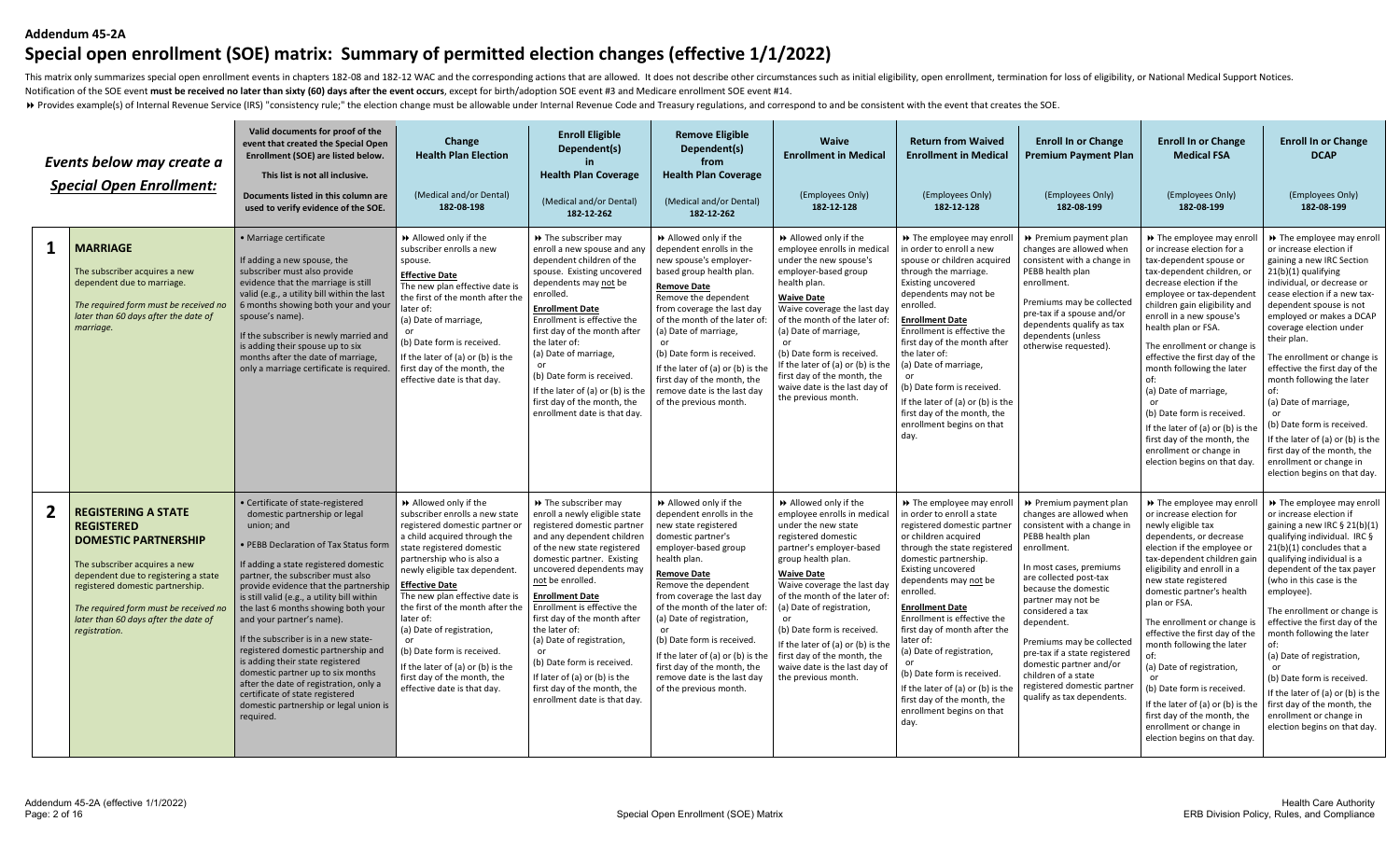**Addendum 45-2A**

# Special open enrollment (SOE) matrix: Summary of permitted election changes (effective 1/1/2022)

This matrix only summarizes special open enrollment events in chapters 182-08 and 182-12 WAC and the corresponding actions that are allowed. It does not describe other circumstances such as initial eligibility, open enrollment, termination for loss of eligibility, or National Medical Support Notices. Notification of the SOE event **must be received no later than sixty (60) days after the event occurs**, except for birth/adoption SOE event #3 and Medicare enrollment SOE event #14.

⏩ Provides example(s) of Internal Revenue Service (IRS) "consistency rule;" the election change must be allowable under Internal Revenue Code and Treasury regulations, and correspond to and be consistent with the event that creates the SOE.

| | ***Events below may create a Special Open Enrollment:*** | **Valid documents for proof of the event that created the Special Open Enrollment (SOE) are listed below. This list is not all inclusive.** **Documents listed in this column are used to verify evidence of the SOE.** | **Change Health Plan Election** (Medical and/or Dental) **182-08-198** | **Enroll Eligible Dependent(s) in Health Plan Coverage** (Medical and/or Dental) **182-12-262** | **Remove Eligible Dependent(s) from Health Plan Coverage** (Medical and/or Dental) **182-12-262** | **Waive Enrollment in Medical** (Employees Only) **182-12-128** | **Return from Waived Enrollment in Medical** (Employees Only) **182-12-128** | **Enroll In or Change Premium Payment Plan** (Employees Only) **182-08-199** | **Enroll In or Change Medical FSA** (Employees Only) **182-08-199** | **Enroll In or Change DCAP** (Employees Only) **182-08-199** |
|---|---|---|---|---|---|---|---|---|---|---|
| **1** | **MARRIAGE**<br>The subscriber acquires a new dependent due to marriage.<br>*The required form must be received no later than 60 days after the date of marriage.* | • Marriage certificate<br>If adding a new spouse, the subscriber must also provide evidence that the marriage is still valid (e.g., a utility bill within the last 6 months showing both your and your spouse's name).<br>If the subscriber is newly married and is adding their spouse up to six months after the date of marriage, only a marriage certificate is required. | ⏩ Allowed only if the subscriber enrolls a new spouse.<br>**Effective Date**<br>The new plan effective date is the first of the month after the later of:<br>(a) Date of marriage,<br>or<br>(b) Date form is received.<br>If the later of (a) or (b) is the first day of the month, the effective date is that day. | ⏩ The subscriber may enroll a new spouse and any dependent children of the spouse. Existing uncovered dependents may not be enrolled.<br>**Enrollment Date**<br>Enrollment is effective the first day of the month after the later of:<br>(a) Date of marriage,<br>or<br>(b) Date form is received.<br>If the later of (a) or (b) is the first day of the month, the enrollment date is that day. | ⏩ Allowed only if the dependent enrolls in the new spouse's employer-based group health plan.<br>**Remove Date**<br>Remove the dependent from coverage the last day of the month of the later of:<br>(a) Date of marriage,<br>or<br>(b) Date form is received.<br>If the later of (a) or (b) is the first day of the month, the remove date is the last day of the previous month. | ⏩ Allowed only if the employee enrolls in medical under the new spouse's employer-based group health plan.<br>**Waive Date**<br>Waive coverage the last day of the month of the later of:<br>(a) Date of marriage,<br>or<br>(b) Date form is received.<br>If the later of (a) or (b) is the first day of the month, the waive date is the last day of the previous month. | ⏩ The employee may enroll in order to enroll a new spouse or children acquired through the marriage. Existing uncovered dependents may not be enrolled.<br>**Enrollment Date**<br>Enrollment is effective the first day of month after the later of:<br>(a) Date of marriage,<br>or<br>(b) Date form is received.<br>If the later of (a) or (b) is the first day of the month, the enrollment begins on that day. | ⏩ Premium payment plan changes are allowed when consistent with a change in PEBB health plan enrollment.<br>Premiums may be collected pre-tax if a spouse and/or dependents qualify as tax dependents (unless otherwise requested). | ⏩ The employee may enroll or increase election for a tax-dependent spouse or tax-dependent children, or decrease election if the employee or tax-dependent children gain eligibility and enroll in a new spouse's health plan or FSA.<br>The enrollment or change is effective the first day of the month following the later of:<br>(a) Date of marriage,<br>or<br>(b) Date form is received.<br>If the later of (a) or (b) is the first day of the month, the enrollment or change in election begins on that day. | ⏩ The employee may enroll or increase election if gaining a new IRC Section 21(b)(1) qualifying individual, or decrease or cease election if a new tax-dependent spouse is not employed or makes a DCAP coverage election under their plan.<br>The enrollment or change is effective the first day of the month following the later of:<br>(a) Date of marriage,<br>or<br>(b) Date form is received.<br>If the later of (a) or (b) is the first day of the month, the enrollment or change in election begins on that day. |
| **2** | **REGISTERING A STATE REGISTERED DOMESTIC PARTNERSHIP**<br>The subscriber acquires a new dependent due to registering a state registered domestic partnership.<br>*The required form must be received no later than 60 days after the date of registration.* | • Certificate of state-registered domestic partnership or legal union; and<br>• PEBB Declaration of Tax Status form<br>If adding a state registered domestic partner, the subscriber must also provide evidence that the partnership is still valid (e.g., a utility bill within the last 6 months showing both your and your partner's name).<br>If the subscriber is in a new state-registered domestic partnership and is adding their state registered domestic partner up to six months after the date of registration, only a certificate of state registered domestic partnership or legal union is required. | ⏩ Allowed only if the subscriber enrolls a new state registered domestic partner or a child acquired through the state registered domestic partnership who is also a newly eligible tax dependent.<br>**Effective Date**<br>The new plan effective date is the first of the month after the later of:<br>(a) Date of registration,<br>or<br>(b) Date form is received.<br>If the later of (a) or (b) is the first day of the month, the effective date is that day. | ⏩ The subscriber may enroll a newly eligible state registered domestic partner and any dependent children of the new state registered domestic partner. Existing uncovered dependents may not be enrolled.<br>**Enrollment Date**<br>Enrollment is effective the first day of the month after the later of:<br>(a) Date of registration,<br>or<br>(b) Date form is received.<br>If later of (a) or (b) is the first day of the month, the enrollment date is that day. | ⏩ Allowed only if the dependent enrolls in the new state registered domestic partner's employer-based group health plan.<br>**Remove Date**<br>Remove the dependent from coverage the last day of the month of the later of:<br>(a) Date of registration,<br>or<br>(b) Date form is received.<br>If the later of (a) or (b) is the first day of the month, the remove date is the last day of the previous month. | ⏩ Allowed only if the employee enrolls in medical under the new state registered domestic partner's employer-based group health plan.<br>**Waive Date**<br>Waive coverage the last day of the month of the later of:<br>(a) Date of registration,<br>or<br>(b) Date form is received.<br>If the later of (a) or (b) is the first day of the month, the waive date is the last day of the previous month. | ⏩ The employee may enroll in order to enroll a state registered domestic partner or children acquired through the state registered domestic partnership. Existing uncovered dependents may not be enrolled.<br>**Enrollment Date**<br>Enrollment is effective the first day of month after the later of:<br>(a) Date of registration,<br>or<br>(b) Date form is received.<br>If the later of (a) or (b) is the first day of the month, the enrollment begins on that day. | ⏩ Premium payment plan changes are allowed when consistent with a change in PEBB health plan enrollment.<br>In most cases, premiums are collected post-tax because the domestic partner may not be considered a tax dependent.<br>Premiums may be collected pre-tax if a state registered domestic partner and/or children of a state registered domestic partner qualify as tax dependents. | ⏩ The employee may enroll or increase election for newly eligible tax dependents, or decrease election if the employee or tax-dependent children gain eligibility and enroll in a new state registered domestic partner's health plan or FSA.<br>The enrollment or change is effective the first day of the month following the later of:<br>(a) Date of registration,<br>or<br>(b) Date form is received.<br>If the later of (a) or (b) is the first day of the month, the enrollment or change in election begins on that day. | ⏩ The employee may enroll or increase election if gaining a new IRC § 21(b)(1) qualifying individual. IRC § 21(b)(1) concludes that a qualifying individual is a dependent of the tax payer (who in this case is the employee).<br>The enrollment or change is effective the first day of the month following the later of:<br>(a) Date of registration,<br>or<br>(b) Date form is received.<br>If the later of (a) or (b) is the first day of the month, the enrollment or change in election begins on that day. |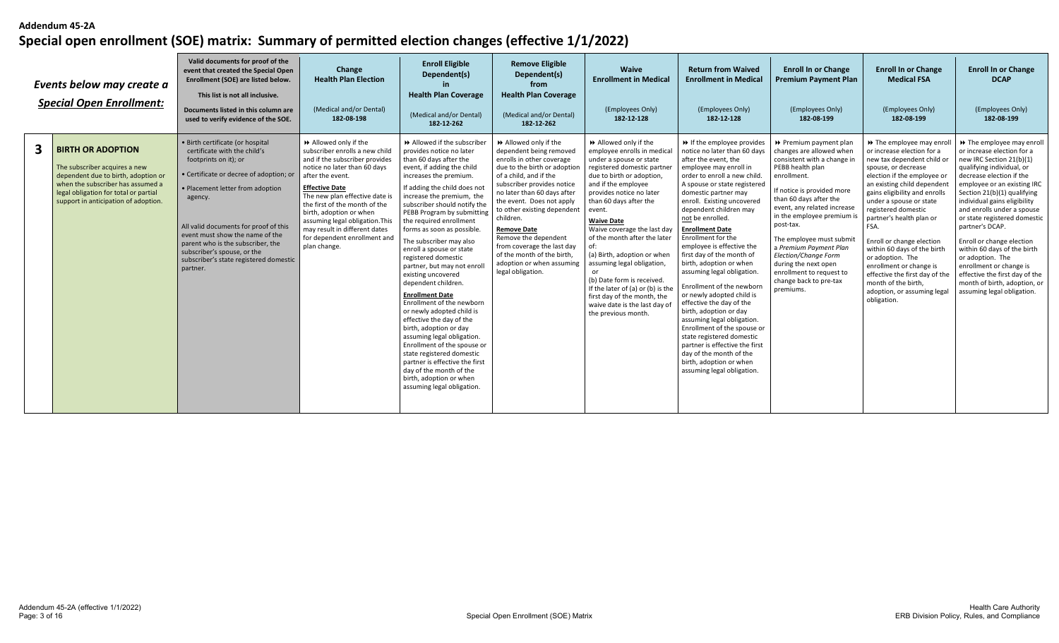**Addendum 45-2A**

# Special open enrollment (SOE) matrix: Summary of permitted election changes (effective 1/1/2022)

| | *Events below may create a Special Open Enrollment:* | Valid documents for proof of the event that created the Special Open Enrollment (SOE) are listed below. This list is not all inclusive. Documents listed in this column are used to verify evidence of the SOE. | Change Health Plan Election (Medical and/or Dental) 182-08-198 | Enroll Eligible Dependent(s) in Health Plan Coverage (Medical and/or Dental) 182-12-262 | Remove Eligible Dependent(s) from Health Plan Coverage (Medical and/or Dental) 182-12-262 | Waive Enrollment in Medical (Employees Only) 182-12-128 | Return from Waived Enrollment in Medical (Employees Only) 182-12-128 | Enroll In or Change Premium Payment Plan (Employees Only) 182-08-199 | Enroll In or Change Medical FSA (Employees Only) 182-08-199 | Enroll In or Change DCAP (Employees Only) 182-08-199 |
|---|---|---|---|---|---|---|---|---|---|---|
| **3** | **BIRTH OR ADOPTION**<br><br>The subscriber acquires a new dependent due to birth, adoption or when the subscriber has assumed a legal obligation for total or partial support in anticipation of adoption. | • Birth certificate (or hospital certificate with the child's footprints on it); or<br>• Certificate or decree of adoption; or<br>• Placement letter from adoption agency.<br><br>All valid documents for proof of this event must show the name of the parent who is the subscriber, the subscriber's spouse, or the subscriber's state registered domestic partner. | ⏩ Allowed only if the subscriber enrolls a new child and if the subscriber provides notice no later than 60 days after the event.<br><br>**Effective Date**<br>The new plan effective date is the first of the month of the birth, adoption or when assuming legal obligation.This may result in different dates for dependent enrollment and plan change. | ⏩ Allowed if the subscriber provides notice no later than 60 days after the event, if adding the child increases the premium.<br><br>If adding the child does not increase the premium, the subscriber should notify the PEBB Program by submitting the required enrollment forms as soon as possible.<br><br>The subscriber may also enroll a spouse or state registered domestic partner, but may not enroll existing uncovered dependent children.<br><br>**Enrollment Date**<br>Enrollment of the newborn or newly adopted child is effective the day of the birth, adoption or day assuming legal obligation. Enrollment of the spouse or state registered domestic partner is effective the first day of the month of the birth, adoption or when assuming legal obligation. | ⏩ Allowed only if the dependent being removed enrolls in other coverage due to the birth or adoption of a child, and if the subscriber provides notice no later than 60 days after the event. Does not apply to other existing dependent children.<br><br>**Remove Date**<br>Remove the dependent from coverage the last day of the month of the birth, adoption or when assuming legal obligation. | ⏩ Allowed only if the employee enrolls in medical under a spouse or state registered domestic partner due to birth or adoption, and if the employee provides notice no later than 60 days after the event.<br><br>**Waive Date**<br>Waive coverage the last day of the month after the later of:<br>(a) Birth, adoption or when assuming legal obligation, or<br>(b) Date form is received.<br>If the later of (a) or (b) is the first day of the month, the waive date is the last day of the previous month. | ⏩ If the employee provides notice no later than 60 days after the event, the employee may enroll in order to enroll a new child. A spouse or state registered domestic partner may enroll. Existing uncovered dependent children may not be enrolled.<br><br>**Enrollment Date**<br>Enrollment for the employee is effective the first day of the month of birth, adoption or when assuming legal obligation.<br><br>Enrollment of the newborn or newly adopted child is effective the day of the birth, adoption or day assuming legal obligation. Enrollment of the spouse or state registered domestic partner is effective the first day of the month of the birth, adoption or when assuming legal obligation. | ⏩ Premium payment plan changes are allowed when consistent with a change in PEBB health plan enrollment.<br><br>If notice is provided more than 60 days after the event, any related increase in the employee premium is post-tax.<br><br>The employee must submit a *Premium Payment Plan Election/Change Form* during the next open enrollment to request to change back to pre-tax premiums. | ⏩ The employee may enroll or increase election for a new tax dependent child or spouse, or decrease election if the employee or an existing child dependent gains eligibility and enrolls under a spouse or state registered domestic partner's health plan or FSA.<br><br>Enroll or change election within 60 days of the birth or adoption. The enrollment or change is effective the first day of the month of the birth, adoption, or assuming legal obligation. | ⏩ The employee may enroll or increase election for a new IRC Section 21(b)(1) qualifying individual, or decrease election if the employee or an existing IRC Section 21(b)(1) qualifying individual gains eligibility and enrolls under a spouse or state registered domestic partner's DCAP.<br><br>Enroll or change election within 60 days of the birth or adoption. The enrollment or change is effective the first day of the month of birth, adoption, or assuming legal obligation. |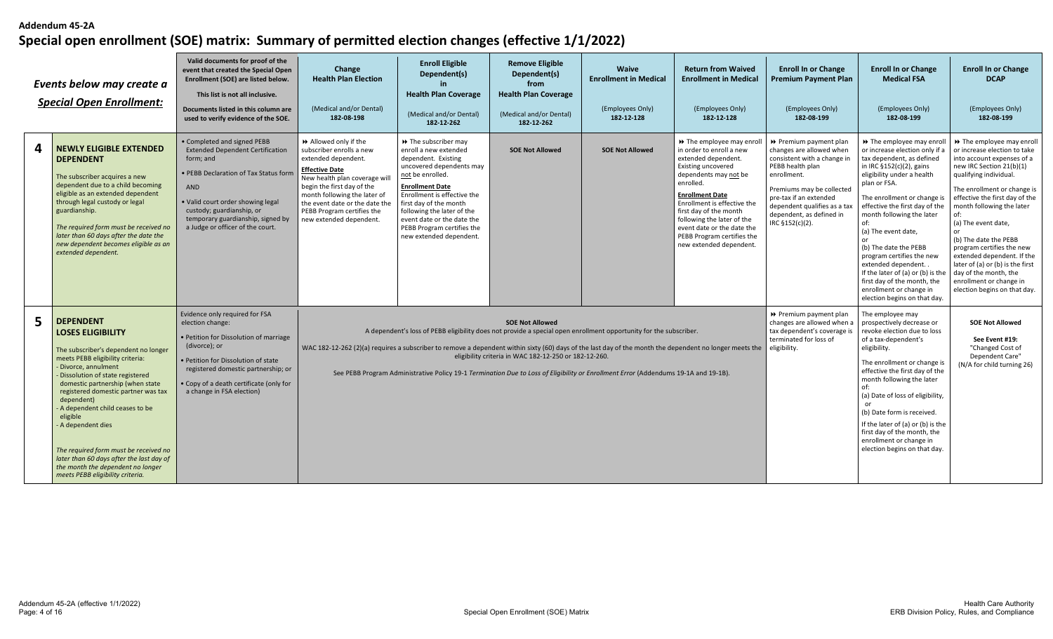**Addendum 45-2A**

# Special open enrollment (SOE) matrix: Summary of permitted election changes (effective 1/1/2022)

| | *Events below may create a Special Open Enrollment:* | Valid documents for proof of the event that created the Special Open Enrollment (SOE) are listed below. This list is not all inclusive. Documents listed in this column are used to verify evidence of the SOE. | Change Health Plan Election (Medical and/or Dental) 182-08-198 | Enroll Eligible Dependent(s) in Health Plan Coverage (Medical and/or Dental) 182-12-262 | Remove Eligible Dependent(s) from Health Plan Coverage (Medical and/or Dental) 182-12-262 | Waive Enrollment in Medical (Employees Only) 182-12-128 | Return from Waived Enrollment in Medical (Employees Only) 182-12-128 | Enroll In or Change Premium Payment Plan (Employees Only) 182-08-199 | Enroll In or Change Medical FSA (Employees Only) 182-08-199 | Enroll In or Change DCAP (Employees Only) 182-08-199 |
|---|---|---|---|---|---|---|---|---|---|---|
| **4** | **NEWLY ELIGIBLE EXTENDED DEPENDENT**<br><br>The subscriber acquires a new dependent due to a child becoming eligible as an extended dependent through legal custody or legal guardianship.<br><br>*The required form must be received no later than 60 days after the date the new dependent becomes eligible as an extended dependent.* | • Completed and signed PEBB Extended Dependent Certification form; and<br>• PEBB Declaration of Tax Status form<br>AND<br>• Valid court order showing legal custody; guardianship, or temporary guardianship, signed by a Judge or officer of the court. | ⏩ Allowed only if the subscriber enrolls a new extended dependent.<br>**Effective Date**<br>New health plan coverage will begin the first day of the month following the later of the event date or the date the PEBB Program certifies the new extended dependent. | ⏩ The subscriber may enroll a new extended dependent. Existing uncovered dependents may not be enrolled.<br>**Enrollment Date**<br>Enrollment is effective the first day of the month following the later of the event date or the date the PEBB Program certifies the new extended dependent. | **SOE Not Allowed** | **SOE Not Allowed** | ⏩ The employee may enroll in order to enroll a new extended dependent. Existing uncovered dependents may not be enrolled.<br>**Enrollment Date**<br>Enrollment is effective the first day of the month following the later of the event date or the date the PEBB Program certifies the new extended dependent. | ⏩ Premium payment plan changes are allowed when consistent with a change in PEBB health plan enrollment.<br>Premiums may be collected pre-tax if an extended dependent qualifies as a tax dependent, as defined in IRC §152(c)(2). | ⏩ The employee may enroll or increase election only if a tax dependent, as defined in IRC §152(c)(2), gains eligibility under a health plan or FSA.<br>The enrollment or change is effective the first day of the month following the later of:<br>(a) The event date,<br>or<br>(b) The date the PEBB program certifies the new extended dependent. .<br>If the later of (a) or (b) is the first day of the month, the enrollment or change in election begins on that day. | ⏩ The employee may enroll or increase election to take into account expenses of a new IRC Section 21(b)(1) qualifying individual.<br>The enrollment or change is effective the first day of the month following the later of:<br>(a) The event date,<br>or<br>(b) The date the PEBB program certifies the new extended dependent. If the later of (a) or (b) is the first day of the month, the enrollment or change in election begins on that day. |
| **5** | **DEPENDENT LOSES ELIGIBILITY**<br><br>The subscriber's dependent no longer meets PEBB eligibility criteria:<br>- Divorce, annulment<br>- Dissolution of state registered domestic partnership (when state registered domestic partner was tax dependent)<br>- A dependent child ceases to be eligible<br>- A dependent dies<br><br>*The required form must be received no later than 60 days after the last day of the month the dependent no longer meets PEBB eligibility criteria.* | Evidence only required for FSA election change:<br>• Petition for Dissolution of marriage (divorce); or<br>• Petition for Dissolution of state registered domestic partnership; or<br>• Copy of a death certificate (only for a change in FSA election) | **SOE Not Allowed**<br>A dependent's loss of PEBB eligibility does not provide a special open enrollment opportunity for the subscriber.<br>WAC 182-12-262 (2)(a) requires a subscriber to remove a dependent within sixty (60) days of the last day of the month the dependent no longer meets the eligibility criteria in WAC 182-12-250 or 182-12-260.<br>See PEBB Program Administrative Policy 19-1 *Termination Due to Loss of Eligibility or Enrollment Error* (Addendums 19-1A and 19-1B). | | | | | ⏩ Premium payment plan changes are allowed when a tax dependent's coverage is terminated for loss of eligibility. | The employee may prospectively decrease or revoke election due to loss of a tax-dependent's eligibility.<br>The enrollment or change is effective the first day of the month following the later of:<br>(a) Date of loss of eligibility,<br>or<br>(b) Date form is received.<br>If the later of (a) or (b) is the first day of the month, the enrollment or change in election begins on that day. | **SOE Not Allowed**<br>**See Event #19:**<br>"Changed Cost of Dependent Care"<br>(N/A for child turning 26) |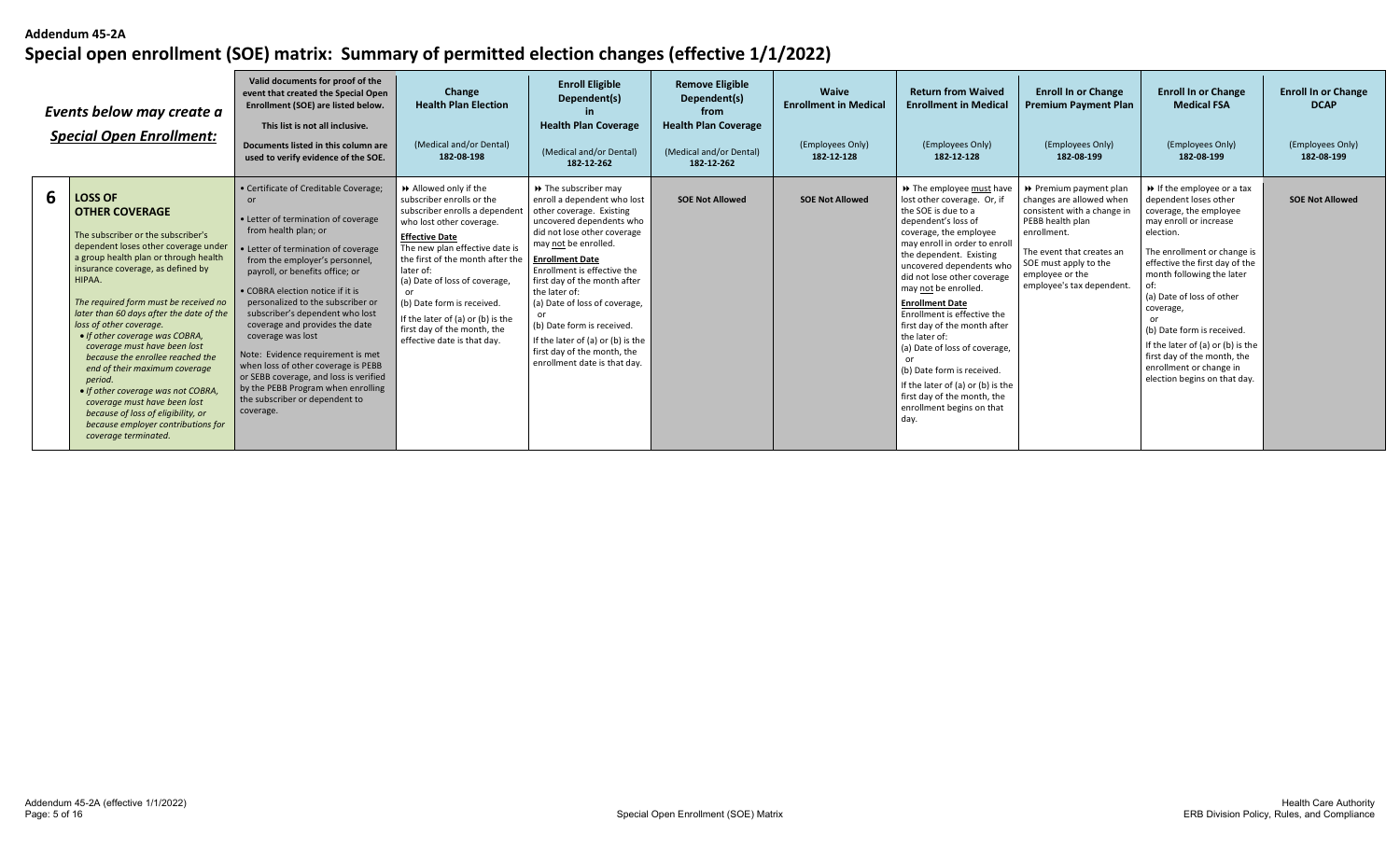**Addendum 45-2A**

# Special open enrollment (SOE) matrix: Summary of permitted election changes (effective 1/1/2022)

| | *Events below may create a* ***Special Open Enrollment:*** | **Valid documents for proof of the event that created the Special Open Enrollment (SOE) are listed below. This list is not all inclusive.** **Documents listed in this column are used to verify evidence of the SOE.** | **Change Health Plan Election** (Medical and/or Dental) **182-08-198** | **Enroll Eligible Dependent(s) in Health Plan Coverage** (Medical and/or Dental) **182-12-262** | **Remove Eligible Dependent(s) from Health Plan Coverage** (Medical and/or Dental) **182-12-262** | **Waive Enrollment in Medical** (Employees Only) **182-12-128** | **Return from Waived Enrollment in Medical** (Employees Only) **182-12-128** | **Enroll In or Change Premium Payment Plan** (Employees Only) **182-08-199** | **Enroll In or Change Medical FSA** (Employees Only) **182-08-199** | **Enroll In or Change DCAP** (Employees Only) **182-08-199** |
|---|---|---|---|---|---|---|---|---|---|---|
| **6** | **LOSS OF OTHER COVERAGE** The subscriber or the subscriber's dependent loses other coverage under a group health plan or through health insurance coverage, as defined by HIPAA. *The required form must be received no later than 60 days after the date of the loss of other coverage.* • *If other coverage was COBRA, coverage must have been lost because the enrollee reached the end of their maximum coverage period.* • *If other coverage was not COBRA, coverage must have been lost because of loss of eligibility, or because employer contributions for coverage terminated.* | • Certificate of Creditable Coverage; or • Letter of termination of coverage from health plan; or • Letter of termination of coverage from the employer's personnel, payroll, or benefits office; or • COBRA election notice if it is personalized to the subscriber or subscriber's dependent who lost coverage and provides the date coverage was lost Note: Evidence requirement is met when loss of other coverage is PEBB or SEBB coverage, and loss is verified by the PEBB Program when enrolling the subscriber or dependent to coverage. | ⏩ Allowed only if the subscriber enrolls or the subscriber enrolls a dependent who lost other coverage. **Effective Date** The new plan effective date is the first of the month after the later of: (a) Date of loss of coverage, or (b) Date form is received. If the later of (a) or (b) is the first day of the month, the effective date is that day. | ⏩ The subscriber may enroll a dependent who lost other coverage. Existing uncovered dependents who did not lose other coverage may not be enrolled. **Enrollment Date** Enrollment is effective the first day of the month after the later of: (a) Date of loss of coverage, or (b) Date form is received. If the later of (a) or (b) is the first day of the month, the enrollment date is that day. | **SOE Not Allowed** | **SOE Not Allowed** | ⏩ The employee must have lost other coverage. Or, if the SOE is due to a dependent's loss of coverage, the employee may enroll in order to enroll the dependent. Existing uncovered dependents who did not lose other coverage may not be enrolled. **Enrollment Date** Enrollment is effective the first day of the month after the later of: (a) Date of loss of coverage, or (b) Date form is received. If the later of (a) or (b) is the first day of the month, the enrollment begins on that day. | ⏩ Premium payment plan changes are allowed when consistent with a change in PEBB health plan enrollment. The event that creates an SOE must apply to the employee or the employee's tax dependent. | ⏩ If the employee or a tax dependent loses other coverage, the employee may enroll or increase election. The enrollment or change is effective the first day of the month following the later of: (a) Date of loss of other coverage, or (b) Date form is received. If the later of (a) or (b) is the first day of the month, the enrollment or change in election begins on that day. | **SOE Not Allowed** |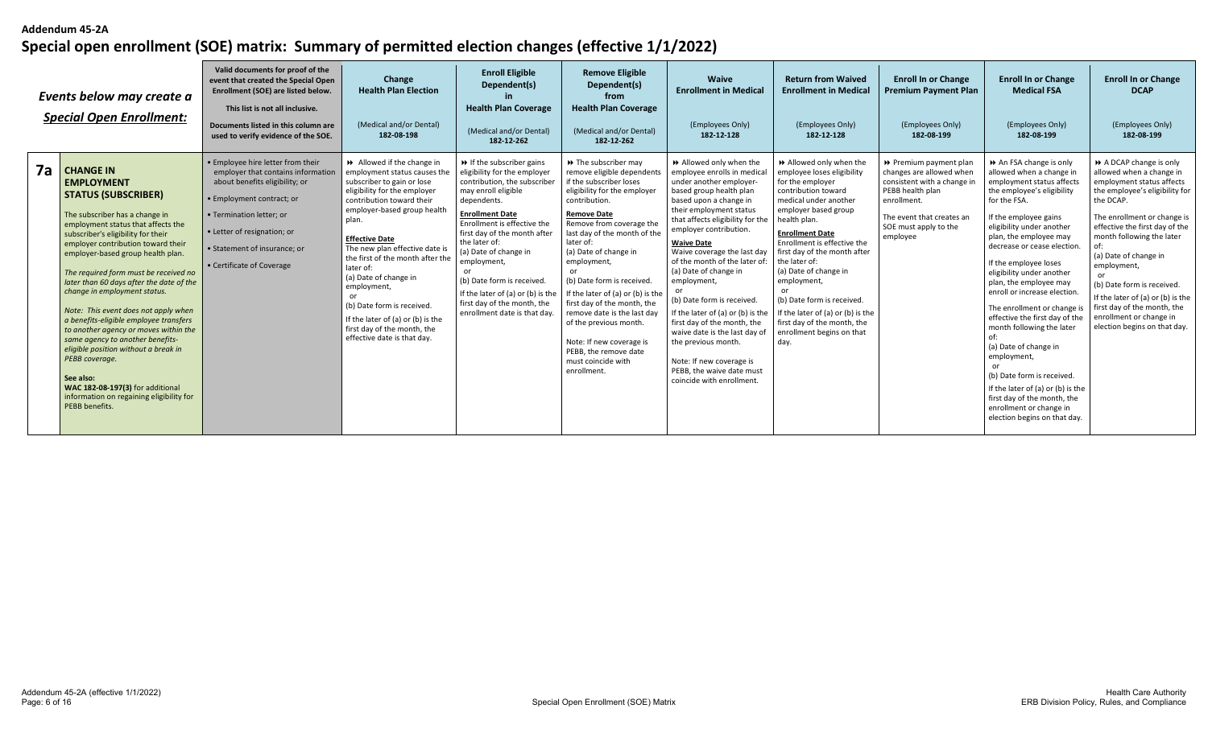**Addendum 45-2A**

# Special open enrollment (SOE) matrix: Summary of permitted election changes (effective 1/1/2022)

| | *Events below may create a **Special Open Enrollment:*** | **Valid documents for proof of the event that created the Special Open Enrollment (SOE) are listed below.** **This list is not all inclusive.** **Documents listed in this column are used to verify evidence of the SOE.** | **Change Health Plan Election** (Medical and/or Dental) **182-08-198** | **Enroll Eligible Dependent(s) in Health Plan Coverage** (Medical and/or Dental) **182-12-262** | **Remove Eligible Dependent(s) from Health Plan Coverage** (Medical and/or Dental) **182-12-262** | **Waive Enrollment in Medical** (Employees Only) **182-12-128** | **Return from Waived Enrollment in Medical** (Employees Only) **182-12-128** | **Enroll In or Change Premium Payment Plan** (Employees Only) **182-08-199** | **Enroll In or Change Medical FSA** (Employees Only) **182-08-199** | **Enroll In or Change DCAP** (Employees Only) **182-08-199** |
|---|---|---|---|---|---|---|---|---|---|---|
| **7a** | **CHANGE IN EMPLOYMENT STATUS (SUBSCRIBER)** The subscriber has a change in employment status that affects the subscriber's eligibility for their employer contribution toward their employer-based group health plan. *The required form must be received no later than 60 days after the date of the change in employment status.* *Note: This event does not apply when a benefits-eligible employee transfers to another agency or moves within the same agency to another benefits-eligible position without a break in PEBB coverage.* **See also:** **WAC 182-08-197(3)** for additional information on regaining eligibility for PEBB benefits. | • Employee hire letter from their employer that contains information about benefits eligibility; or • Employment contract; or • Termination letter; or • Letter of resignation; or • Statement of insurance; or • Certificate of Coverage | ⏩ Allowed if the change in employment status causes the subscriber to gain or lose eligibility for the employer contribution toward their employer-based group health plan. **Effective Date** The new plan effective date is the first of the month after the later of: (a) Date of change in employment, or (b) Date form is received. If the later of (a) or (b) is the first day of the month, the effective date is that day. | ⏩ If the subscriber gains eligibility for the employer contribution, the subscriber may enroll eligible dependents. **Enrollment Date** Enrollment is effective the first day of the month after the later of: (a) Date of change in employment, or (b) Date form is received. If the later of (a) or (b) is the first day of the month, the enrollment date is that day. | ⏩ The subscriber may remove eligible dependents if the subscriber loses eligibility for the employer contribution. **Remove Date** Remove from coverage the last day of the month of the later of: (a) Date of change in employment, or (b) Date form is received. If the later of (a) or (b) is the first day of the month, the remove date is the last day of the previous month. Note: If new coverage is PEBB, the remove date must coincide with enrollment. | ⏩ Allowed only when the employee enrolls in medical under another employer-based group health plan based upon a change in their employment status that affects eligibility for the employer contribution. **Waive Date** Waive coverage the last day of the month of the later of: (a) Date of change in employment, or (b) Date form is received. If the later of (a) or (b) is the first day of the month, the waive date is the last day of the previous month. Note: If new coverage is PEBB, the waive date must coincide with enrollment. | ⏩ Allowed only when the employee loses eligibility for the employer contribution toward medical under another employer based group health plan. **Enrollment Date** Enrollment is effective the first day of the month after the later of: (a) Date of change in employment, or (b) Date form is received. If the later of (a) or (b) is the first day of the month, the enrollment begins on that day. | ⏩ Premium payment plan changes are allowed when consistent with a change in PEBB health plan enrollment. The event that creates an SOE must apply to the employee | ⏩ An FSA change is only allowed when a change in employment status affects the employee's eligibility for the FSA. If the employee gains eligibility under another plan, the employee may decrease or cease election. If the employee loses eligibility under another plan, the employee may enroll or increase election. The enrollment or change is effective the first day of the month following the later of: (a) Date of change in employment, or (b) Date form is received. If the later of (a) or (b) is the first day of the month, the enrollment or change in election begins on that day. | ⏩ A DCAP change is only allowed when a change in employment status affects the employee's eligibility for the DCAP. The enrollment or change is effective the first day of the month following the later of: (a) Date of change in employment, or (b) Date form is received. If the later of (a) or (b) is the first day of the month, the enrollment or change in election begins on that day. |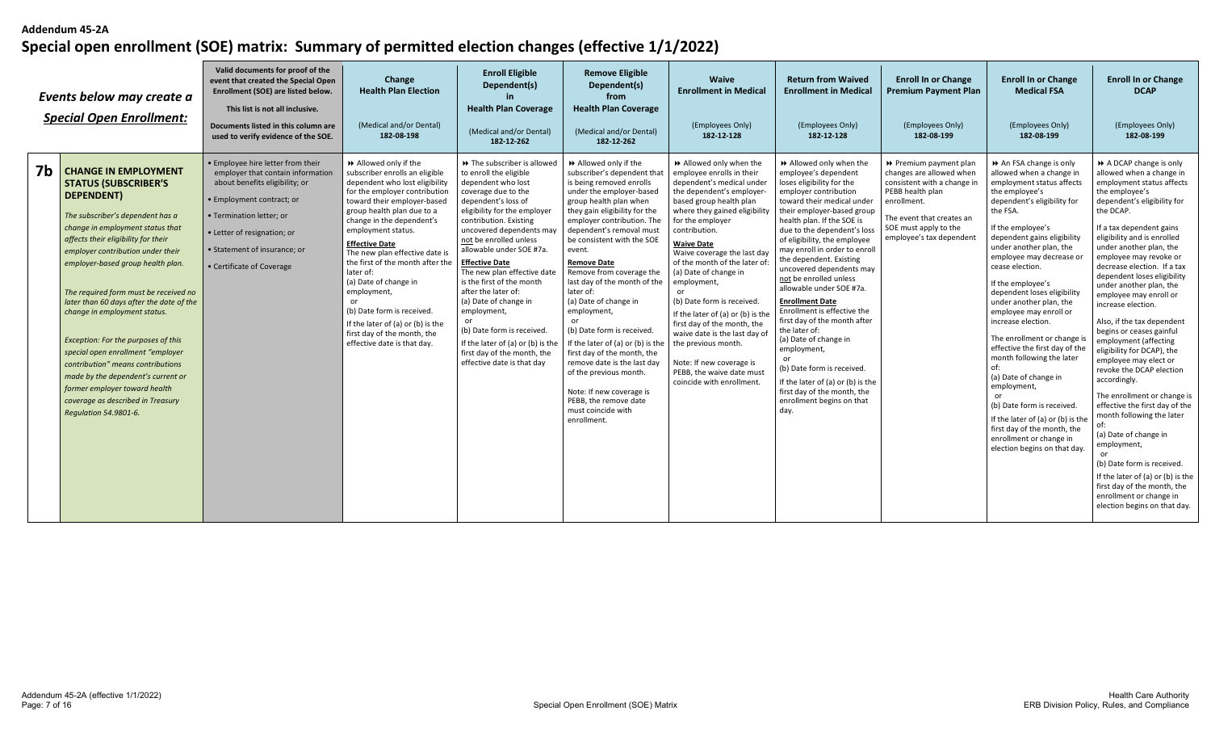**Addendum 45-2A**

# Special open enrollment (SOE) matrix: Summary of permitted election changes (effective 1/1/2022)

| | *Events below may create a Special Open Enrollment:* | Valid documents for proof of the event that created the Special Open Enrollment (SOE) are listed below. This list is not all inclusive. Documents listed in this column are used to verify evidence of the SOE. | Change Health Plan Election (Medical and/or Dental) 182-08-198 | Enroll Eligible Dependent(s) in Health Plan Coverage (Medical and/or Dental) 182-12-262 | Remove Eligible Dependent(s) from Health Plan Coverage (Medical and/or Dental) 182-12-262 | Waive Enrollment in Medical (Employees Only) 182-12-128 | Return from Waived Enrollment in Medical (Employees Only) 182-12-128 | Enroll In or Change Premium Payment Plan (Employees Only) 182-08-199 | Enroll In or Change Medical FSA (Employees Only) 182-08-199 | Enroll In or Change DCAP (Employees Only) 182-08-199 |
|---|---|---|---|---|---|---|---|---|---|---|
| **7b** | **CHANGE IN EMPLOYMENT STATUS (SUBSCRIBER'S DEPENDENT)**<br><br>*The subscriber's dependent has a change in employment status that affects their eligibility for their employer contribution under their employer-based group health plan.*<br><br>*The required form must be received no later than 60 days after the date of the change in employment status.*<br><br>*Exception: For the purposes of this special open enrollment "employer contribution" means contributions made by the dependent's current or former employer toward health coverage as described in Treasury Regulation 54.9801-6.* | • Employee hire letter from their employer that contain information about benefits eligibility; or<br>• Employment contract; or<br>• Termination letter; or<br>• Letter of resignation; or<br>• Statement of insurance; or<br>• Certificate of Coverage | ➡ Allowed only if the subscriber enrolls an eligible dependent who lost eligibility for the employer contribution toward their employer-based group health plan due to a change in the dependent's employment status.<br><br>**Effective Date**<br>The new plan effective date is the first of the month after the later of:<br>(a) Date of change in employment,<br>or<br>(b) Date form is received.<br>If the later of (a) or (b) is the first day of the month, the effective date is that day. | ➡ The subscriber is allowed to enroll the eligible dependent who lost coverage due to the dependent's loss of eligibility for the employer contribution. Existing uncovered dependents may not be enrolled unless allowable under SOE #7a.<br><br>**Effective Date**<br>The new plan effective date is the first of the month after the later of:<br>(a) Date of change in employment,<br>or<br>(b) Date form is received.<br>If the later of (a) or (b) is the first day of the month, the effective date is that day | ➡ Allowed only if the subscriber's dependent that is being removed enrolls under the employer-based group health plan when they gain eligibility for the employer contribution. The dependent's removal must be consistent with the SOE event.<br><br>**Remove Date**<br>Remove from coverage the last day of the month of the later of:<br>(a) Date of change in employment,<br>or<br>(b) Date form is received.<br>If the later of (a) or (b) is the first day of the month, the remove date is the last day of the previous month.<br><br>Note: If new coverage is PEBB, the remove date must coincide with enrollment. | ➡ Allowed only when the employee enrolls in their dependent's medical under the dependent's employer-based group health plan where they gained eligibility for the employer contribution.<br><br>**Waive Date**<br>Waive coverage the last day of the month of the later of:<br>(a) Date of change in employment,<br>or<br>(b) Date form is received.<br>If the later of (a) or (b) is the first day of the month, the waive date is the last day of the previous month.<br><br>Note: If new coverage is PEBB, the waive date must coincide with enrollment. | ➡ Allowed only when the employee's dependent loses eligibility for the employer contribution toward their medical under their employer-based group health plan. If the SOE is due to the dependent's loss of eligibility, the employee may enroll in order to enroll the dependent. Existing uncovered dependents may not be enrolled unless allowable under SOE #7a.<br><br>**Enrollment Date**<br>Enrollment is effective the first day of the month after the later of:<br>(a) Date of change in employment,<br>or<br>(b) Date form is received.<br>If the later of (a) or (b) is the first day of the month, the enrollment begins on that day. | ➡ Premium payment plan changes are allowed when consistent with a change in PEBB health plan enrollment.<br><br>The event that creates an SOE must apply to the employee's tax dependent | ➡ An FSA change is only allowed when a change in employment status affects the employee's dependent's eligibility for the FSA.<br><br>If the employee's dependent gains eligibility under another plan, the employee may decrease or cease election.<br><br>If the employee's dependent loses eligibility under another plan, the employee may enroll or increase election.<br><br>The enrollment or change is effective the first day of the month following the later of:<br>(a) Date of change in employment,<br>or<br>(b) Date form is received.<br>If the later of (a) or (b) is the first day of the month, the enrollment or change in election begins on that day. | ➡ A DCAP change is only allowed when a change in employment status affects the employee's dependent's eligibility for the DCAP.<br><br>If a tax dependent gains eligibility and is enrolled under another plan, the employee may revoke or decrease election. If a tax dependent loses eligibility under another plan, the employee may enroll or increase election.<br><br>Also, if the tax dependent begins or ceases gainful employment (affecting eligibility for DCAP), the employee may elect or revoke the DCAP election accordingly.<br><br>The enrollment or change is effective the first day of the month following the later of:<br>(a) Date of change in employment,<br>or<br>(b) Date form is received.<br>If the later of (a) or (b) is the first day of the month, the enrollment or change in election begins on that day. |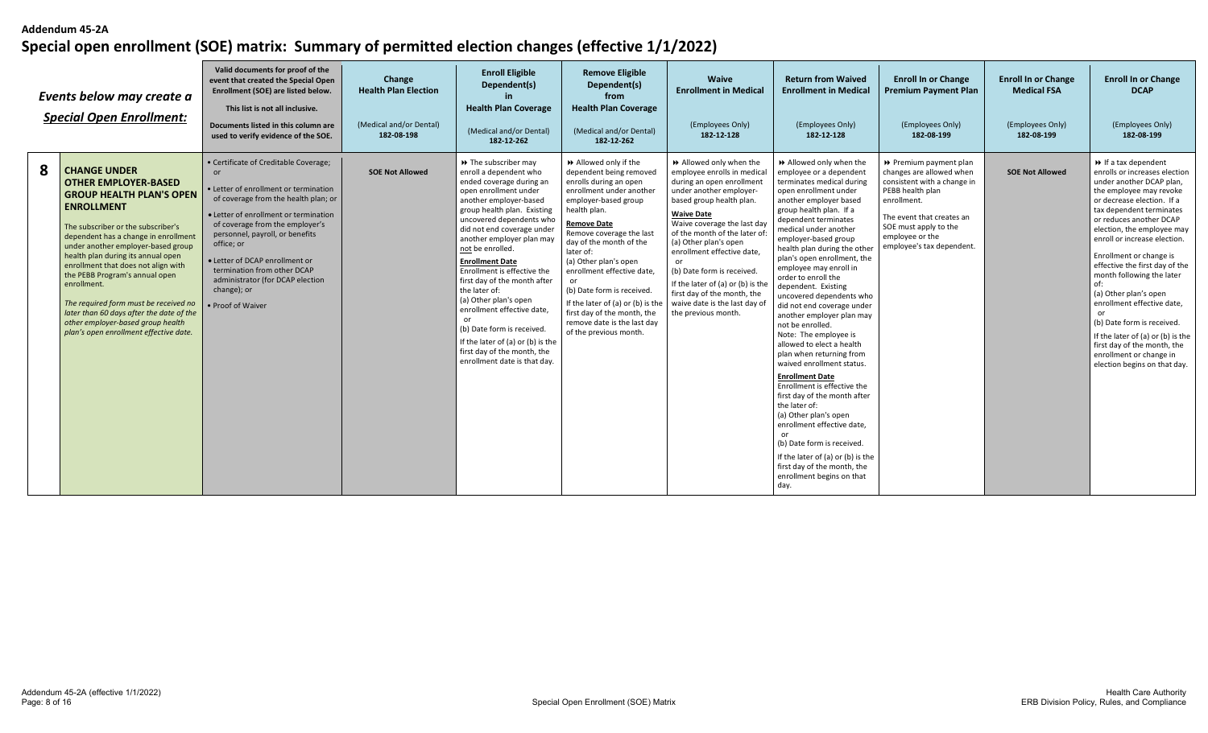**Addendum 45-2A**

# Special open enrollment (SOE) matrix: Summary of permitted election changes (effective 1/1/2022)

| | *Events below may create a Special Open Enrollment:* | Valid documents for proof of the event that created the Special Open Enrollment (SOE) are listed below. This list is not all inclusive. Documents listed in this column are used to verify evidence of the SOE. | Change Health Plan Election (Medical and/or Dental) 182-08-198 | Enroll Eligible Dependent(s) in Health Plan Coverage (Medical and/or Dental) 182-12-262 | Remove Eligible Dependent(s) from Health Plan Coverage (Medical and/or Dental) 182-12-262 | Waive Enrollment in Medical (Employees Only) 182-12-128 | Return from Waived Enrollment in Medical (Employees Only) 182-12-128 | Enroll In or Change Premium Payment Plan (Employees Only) 182-08-199 | Enroll In or Change Medical FSA (Employees Only) 182-08-199 | Enroll In or Change DCAP (Employees Only) 182-08-199 |
|---|---|---|---|---|---|---|---|---|---|---|
| **8** | **CHANGE UNDER OTHER EMPLOYER-BASED GROUP HEALTH PLAN'S OPEN ENROLLMENT**<br><br>The subscriber or the subscriber's dependent has a change in enrollment under another employer-based group health plan during its annual open enrollment that does not align with the PEBB Program's annual open enrollment.<br><br>*The required form must be received no later than 60 days after the date of the other employer-based group health plan's open enrollment effective date.* | • Certificate of Creditable Coverage; or<br>• Letter of enrollment or termination of coverage from the health plan; or<br>• Letter of enrollment or termination of coverage from the employer's personnel, payroll, or benefits office; or<br>• Letter of DCAP enrollment or termination from other DCAP administrator (for DCAP election change); or<br>• Proof of Waiver | **SOE Not Allowed** | ►► The subscriber may enroll a dependent who ended coverage during an open enrollment under another employer-based group health plan. Existing uncovered dependents who did not end coverage under another employer plan may <u>not</u> be enrolled.<br><br><u>**Enrollment Date**</u><br>Enrollment is effective the first day of the month after the later of:<br>(a) Other plan's open enrollment effective date,<br>or<br>(b) Date form is received.<br><br>If the later of (a) or (b) is the first day of the month, the enrollment date is that day. | ►► Allowed only if the dependent being removed enrolls during an open enrollment under another employer-based group health plan.<br><br><u>**Remove Date**</u><br>Remove coverage the last day of the month of the later of:<br>(a) Other plan's open enrollment effective date,<br>or<br>(b) Date form is received.<br><br>If the later of (a) or (b) is the first day of the month, the remove date is the last day of the previous month. | ►► Allowed only when the employee enrolls in medical during an open enrollment under another employer-based group health plan.<br><br><u>**Waive Date**</u><br>Waive coverage the last day of the month of the later of:<br>(a) Other plan's open enrollment effective date,<br>or<br>(b) Date form is received.<br><br>If the later of (a) or (b) is the first day of the month, the waive date is the last day of the previous month. | ►► Allowed only when the employee or a dependent terminates medical during open enrollment under another employer based group health plan. If a dependent terminates medical under another employer-based group health plan during the other plan's open enrollment, the employee may enroll in order to enroll the dependent. Existing uncovered dependents who did not end coverage under another employer plan may not be enrolled.<br>Note: The employee is allowed to elect a health plan when returning from waived enrollment status.<br><br><u>**Enrollment Date**</u><br>Enrollment is effective the first day of the month after the later of:<br>(a) Other plan's open enrollment effective date,<br>or<br>(b) Date form is received.<br><br>If the later of (a) or (b) is the first day of the month, the enrollment begins on that day. | ►► Premium payment plan changes are allowed when consistent with a change in PEBB health plan enrollment.<br><br>The event that creates an SOE must apply to the employee or the employee's tax dependent. | **SOE Not Allowed** | ►► If a tax dependent enrolls or increases election under another DCAP plan, the employee may revoke or decrease election. If a tax dependent terminates or reduces another DCAP election, the employee may enroll or increase election.<br><br>Enrollment or change is effective the first day of the month following the later of:<br>(a) Other plan's open enrollment effective date,<br>or<br>(b) Date form is received.<br><br>If the later of (a) or (b) is the first day of the month, the enrollment or change in election begins on that day. |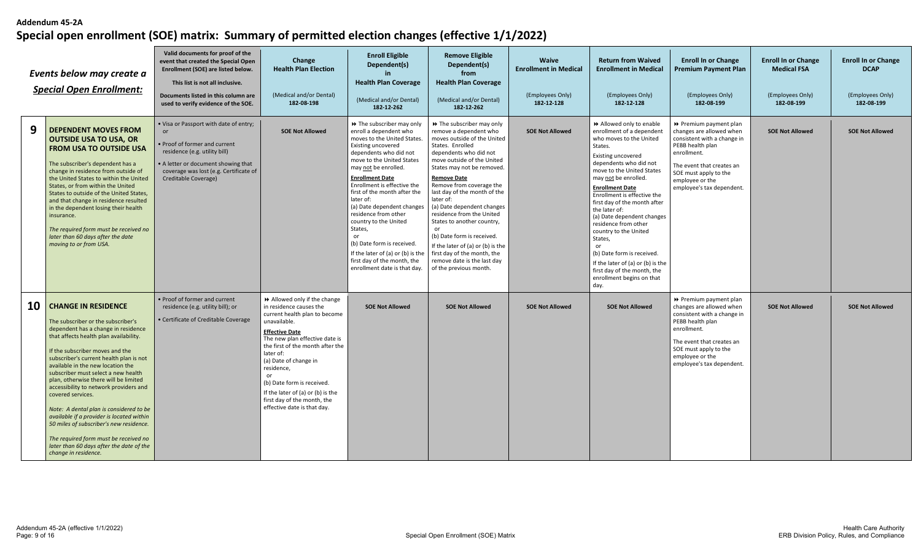Addendum 45-2A

# Special open enrollment (SOE) matrix: Summary of permitted election changes (effective 1/1/2022)

| | *Events below may create a* ***Special Open Enrollment:*** | **Valid documents for proof of the event that created the Special Open Enrollment (SOE) are listed below.** **This list is not all inclusive.** **Documents listed in this column are used to verify evidence of the SOE.** | **Change Health Plan Election** (Medical and/or Dental) **182-08-198** | **Enroll Eligible Dependent(s) in Health Plan Coverage** (Medical and/or Dental) **182-12-262** | **Remove Eligible Dependent(s) from Health Plan Coverage** (Medical and/or Dental) **182-12-262** | **Waive Enrollment in Medical** (Employees Only) **182-12-128** | **Return from Waived Enrollment in Medical** (Employees Only) **182-12-128** | **Enroll In or Change Premium Payment Plan** (Employees Only) **182-08-199** | **Enroll In or Change Medical FSA** (Employees Only) **182-08-199** | **Enroll In or Change DCAP** (Employees Only) **182-08-199** |
|---|---|---|---|---|---|---|---|---|---|---|
| **9** | **DEPENDENT MOVES FROM OUTSIDE USA TO USA, OR FROM USA TO OUTSIDE USA** The subscriber's dependent has a change in residence from outside of the United States to within the United States, or from within the United States to outside of the United States, and that change in residence resulted in the dependent losing their health insurance. *The required form must be received no later than 60 days after the date moving to or from USA.* | • Visa or Passport with date of entry; or • Proof of former and current residence (e.g. utility bill) • A letter or document showing that coverage was lost (e.g. Certificate of Creditable Coverage) | **SOE Not Allowed** | ⏩ The subscriber may only enroll a dependent who moves to the United States. Existing uncovered dependents who did not move to the United States may not be enrolled. **Enrollment Date** Enrollment is effective the first of the month after the later of: (a) Date dependent changes residence from other country to the United States, or (b) Date form is received. If the later of (a) or (b) is the first day of the month, the enrollment date is that day. | ⏩ The subscriber may only remove a dependent who moves outside of the United States. Enrolled dependents who did not move outside of the United States may not be removed. **Remove Date** Remove from coverage the last day of the month of the later of: (a) Date dependent changes residence from the United States to another country, or (b) Date form is received. If the later of (a) or (b) is the first day of the month, the remove date is the last day of the previous month. | **SOE Not Allowed** | ⏩ Allowed only to enable enrollment of a dependent who moves to the United States. Existing uncovered dependents who did not move to the United States may not be enrolled. **Enrollment Date** Enrollment is effective the first day of the month after the later of: (a) Date dependent changes residence from other country to the United States, or (b) Date form is received. If the later of (a) or (b) is the first day of the month, the enrollment begins on that day. | ⏩ Premium payment plan changes are allowed when consistent with a change in PEBB health plan enrollment. The event that creates an SOE must apply to the employee or the employee's tax dependent. | **SOE Not Allowed** | **SOE Not Allowed** |
| **10** | **CHANGE IN RESIDENCE** The subscriber or the subscriber's dependent has a change in residence that affects health plan availability. If the subscriber moves and the subscriber's current health plan is not available in the new location the subscriber must select a new health plan, otherwise there will be limited accessibility to network providers and covered services. *Note: A dental plan is considered to be available if a provider is located within 50 miles of subscriber's new residence.* *The required form must be received no later than 60 days after the date of the change in residence.* | • Proof of former and current residence (e.g. utility bill); or • Certificate of Creditable Coverage | ⏩ Allowed only if the change in residence causes the current health plan to become unavailable. **Effective Date** The new plan effective date is the first of the month after the later of: (a) Date of change in residence, or (b) Date form is received. If the later of (a) or (b) is the first day of the month, the effective date is that day. | **SOE Not Allowed** | **SOE Not Allowed** | **SOE Not Allowed** | **SOE Not Allowed** | ⏩ Premium payment plan changes are allowed when consistent with a change in PEBB health plan enrollment. The event that creates an SOE must apply to the employee or the employee's tax dependent. | **SOE Not Allowed** | **SOE Not Allowed** |

Addendum 45-2A (effective 1/1/2022) Special Open Enrollment (SOE) Matrix Health Care Authority ERB Division Policy, Rules, and Compliance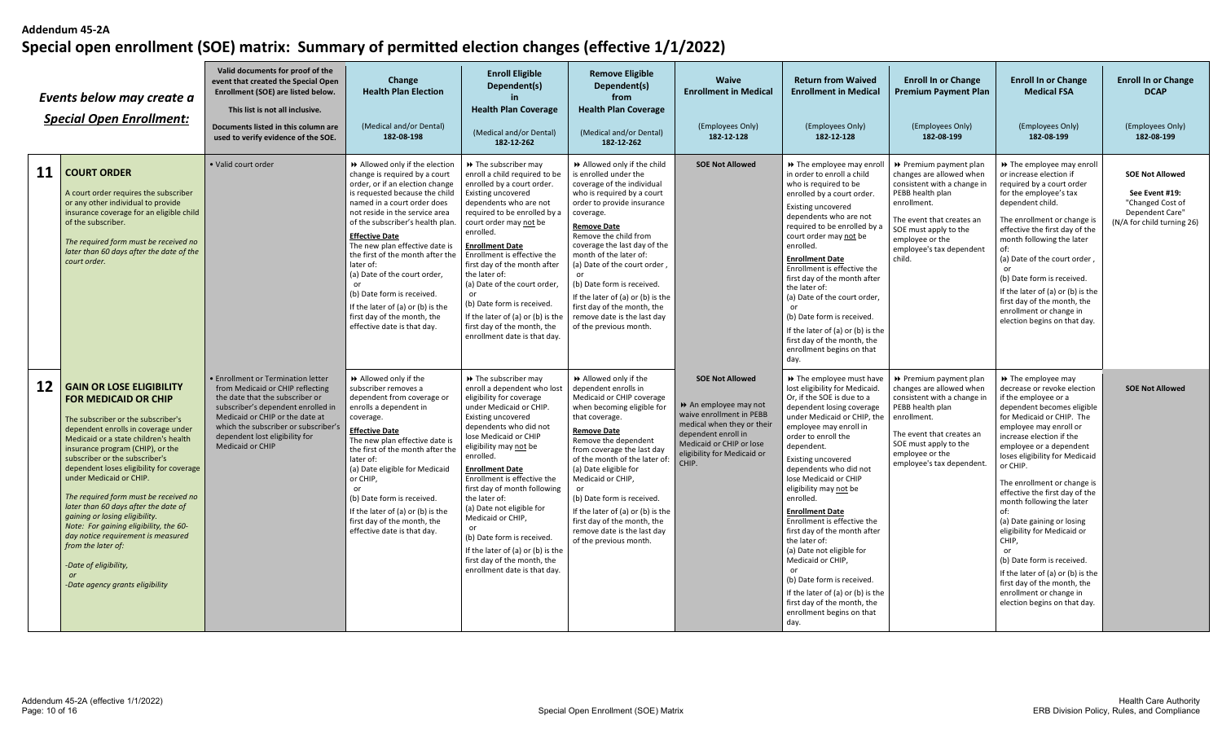**Addendum 45-2A**

# Special open enrollment (SOE) matrix: Summary of permitted election changes (effective 1/1/2022)

| | *Events below may create a Special Open Enrollment:* | Valid documents for proof of the event that created the Special Open Enrollment (SOE) are listed below. This list is not all inclusive. Documents listed in this column are used to verify evidence of the SOE. | Change Health Plan Election (Medical and/or Dental) 182-08-198 | Enroll Eligible Dependent(s) in Health Plan Coverage (Medical and/or Dental) 182-12-262 | Remove Eligible Dependent(s) from Health Plan Coverage (Medical and/or Dental) 182-12-262 | Waive Enrollment in Medical (Employees Only) 182-12-128 | Return from Waived Enrollment in Medical (Employees Only) 182-12-128 | Enroll In or Change Premium Payment Plan (Employees Only) 182-08-199 | Enroll In or Change Medical FSA (Employees Only) 182-08-199 | Enroll In or Change DCAP (Employees Only) 182-08-199 |
|---|---|---|---|---|---|---|---|---|---|---|
| **11** | **COURT ORDER**<br>A court order requires the subscriber or any other individual to provide insurance coverage for an eligible child of the subscriber.<br>*The required form must be received no later than 60 days after the date of the court order.* | • Valid court order | ⏩ Allowed only if the election change is required by a court order, or if an election change is requested because the child named in a court order does not reside in the service area of the subscriber's health plan.<br>**Effective Date**<br>The new plan effective date is the first of the month after the later of:<br>(a) Date of the court order,<br>or<br>(b) Date form is received.<br>If the later of (a) or (b) is the first day of the month, the effective date is that day. | ⏩ The subscriber may enroll a child required to be enrolled by a court order. Existing uncovered dependents who are not required to be enrolled by a court order may not be enrolled.<br>**Enrollment Date**<br>Enrollment is effective the first day of the month after the later of:<br>(a) Date of the court order,<br>or<br>(b) Date form is received.<br>If the later of (a) or (b) is the first day of the month, the enrollment date is that day. | ⏩ Allowed only if the child is enrolled under the coverage of the individual who is required by a court order to provide insurance coverage.<br>**Remove Date**<br>Remove the child from coverage the last day of the month of the later of:<br>(a) Date of the court order ,<br>or<br>(b) Date form is received.<br>If the later of (a) or (b) is the first day of the month, the remove date is the last day of the previous month. | **SOE Not Allowed** | ⏩ The employee may enroll in order to enroll a child who is required to be enrolled by a court order.<br>Existing uncovered dependents who are not required to be enrolled by a court order may not be enrolled.<br>**Enrollment Date**<br>Enrollment is effective the first day of the month after the later of:<br>(a) Date of the court order,<br>or<br>(b) Date form is received.<br>If the later of (a) or (b) is the first day of the month, the enrollment begins on that day. | ⏩ Premium payment plan changes are allowed when consistent with a change in PEBB health plan enrollment.<br>The event that creates an SOE must apply to the employee or the employee's tax dependent child. | ⏩ The employee may enroll or increase election if required by a court order for the employee's tax dependent child.<br>The enrollment or change is effective the first day of the month following the later of:<br>(a) Date of the court order ,<br>or<br>(b) Date form is received.<br>If the later of (a) or (b) is the first day of the month, the enrollment or change in election begins on that day. | **SOE Not Allowed**<br>**See Event #19:** "Changed Cost of Dependent Care" (N/A for child turning 26) |
| **12** | **GAIN OR LOSE ELIGIBILITY FOR MEDICAID OR CHIP**<br>The subscriber or the subscriber's dependent enrolls in coverage under Medicaid or a state children's health insurance program (CHIP), or the subscriber or the subscriber's dependent loses eligibility for coverage under Medicaid or CHIP.<br>*The required form must be received no later than 60 days after the date of gaining or losing eligibility.*<br>*Note: For gaining eligibility, the 60-day notice requirement is measured from the later of:*<br>*-Date of eligibility,*<br>*or*<br>*-Date agency grants eligibility* | • Enrollment or Termination letter from Medicaid or CHIP reflecting the date that the subscriber or subscriber's dependent enrolled in Medicaid or CHIP or the date at which the subscriber or subscriber's dependent lost eligibility for Medicaid or CHIP | ⏩ Allowed only if the subscriber removes a dependent from coverage or enrolls a dependent in coverage.<br>**Effective Date**<br>The new plan effective date is the first of the month after the later of:<br>(a) Date eligible for Medicaid or CHIP,<br>or<br>(b) Date form is received.<br>If the later of (a) or (b) is the first day of the month, the effective date is that day. | ⏩ The subscriber may enroll a dependent who lost eligibility for coverage under Medicaid or CHIP. Existing uncovered dependents who did not lose Medicaid or CHIP eligibility may not be enrolled.<br>**Enrollment Date**<br>Enrollment is effective the first day of month following the later of:<br>(a) Date not eligible for Medicaid or CHIP,<br>or<br>(b) Date form is received.<br>If the later of (a) or (b) is the first day of the month, the enrollment date is that day. | ⏩ Allowed only if the dependent enrolls in Medicaid or CHIP coverage when becoming eligible for that coverage.<br>**Remove Date**<br>Remove the dependent from coverage the last day of the month of the later of:<br>(a) Date eligible for Medicaid or CHIP,<br>or<br>(b) Date form is received.<br>If the later of (a) or (b) is the first day of the month, the remove date is the last day of the previous month. | **SOE Not Allowed**<br>⏩ An employee may not waive enrollment in PEBB medical when they or their dependent enroll in Medicaid or CHIP or lose eligibility for Medicaid or CHIP. | ⏩ The employee must have lost eligibility for Medicaid. Or, if the SOE is due to a dependent losing coverage under Medicaid or CHIP, the employee may enroll in order to enroll the dependent.<br>Existing uncovered dependents who did not lose Medicaid or CHIP eligibility may not be enrolled.<br>**Enrollment Date**<br>Enrollment is effective the first day of the month after the later of:<br>(a) Date not eligible for Medicaid or CHIP,<br>or<br>(b) Date form is received.<br>If the later of (a) or (b) is the first day of the month, the enrollment begins on that day. | ⏩ Premium payment plan changes are allowed when consistent with a change in PEBB health plan enrollment.<br>The event that creates an SOE must apply to the employee or the employee's tax dependent. | ⏩ The employee may decrease or revoke election if the employee or a dependent becomes eligible for Medicaid or CHIP. The employee may enroll or increase election if the employee or a dependent loses eligibility for Medicaid or CHIP.<br>The enrollment or change is effective the first day of the month following the later of:<br>(a) Date gaining or losing eligibility for Medicaid or CHIP,<br>or<br>(b) Date form is received.<br>If the later of (a) or (b) is the first day of the month, the enrollment or change in election begins on that day. | **SOE Not Allowed** |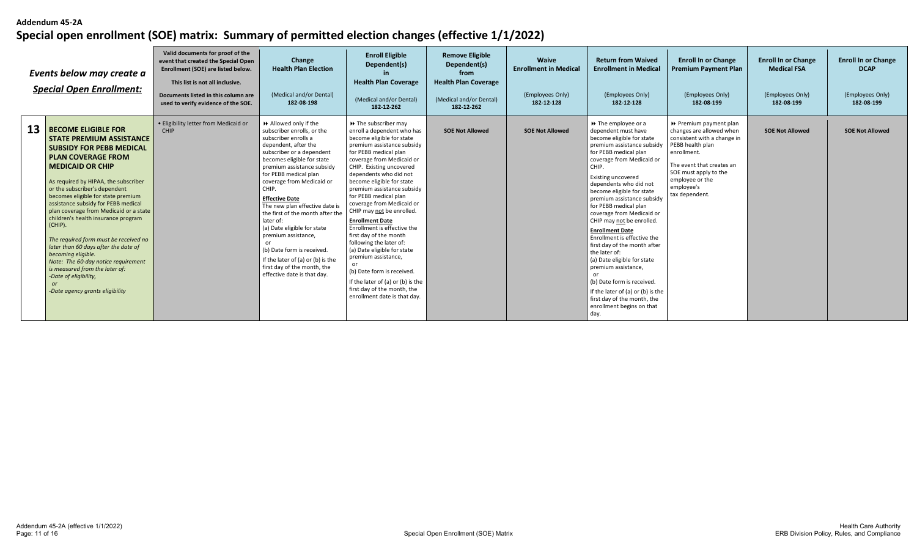**Addendum 45-2A**

# Special open enrollment (SOE) matrix: Summary of permitted election changes (effective 1/1/2022)

| | *Events below may create a Special Open Enrollment:* | Valid documents for proof of the event that created the Special Open Enrollment (SOE) are listed below. This list is not all inclusive. Documents listed in this column are used to verify evidence of the SOE. | Change Health Plan Election (Medical and/or Dental) 182-08-198 | Enroll Eligible Dependent(s) in Health Plan Coverage (Medical and/or Dental) 182-12-262 | Remove Eligible Dependent(s) from Health Plan Coverage (Medical and/or Dental) 182-12-262 | Waive Enrollment in Medical (Employees Only) 182-12-128 | Return from Waived Enrollment in Medical (Employees Only) 182-12-128 | Enroll In or Change Premium Payment Plan (Employees Only) 182-08-199 | Enroll In or Change Medical FSA (Employees Only) 182-08-199 | Enroll In or Change DCAP (Employees Only) 182-08-199 |
|---|---|---|---|---|---|---|---|---|---|---|
| **13** | **BECOME ELIGIBLE FOR STATE PREMIUM ASSISTANCE SUBSIDY FOR PEBB MEDICAL PLAN COVERAGE FROM MEDICAID OR CHIP**<br><br>As required by HIPAA, the subscriber or the subscriber's dependent becomes eligible for state premium assistance subsidy for PEBB medical plan coverage from Medicaid or a state children's health insurance program (CHIP).<br><br>*The required form must be received no later than 60 days after the date of becoming eligible.*<br>*Note: The 60-day notice requirement is measured from the later of:*<br>*-Date of eligibility,*<br>*or*<br>*-Date agency grants eligibility* | • Eligibility letter from Medicaid or CHIP | ⏩ Allowed only if the subscriber enrolls, or the subscriber enrolls a dependent, after the subscriber or a dependent becomes eligible for state premium assistance subsidy for PEBB medical plan coverage from Medicaid or CHIP.<br><br>**Effective Date**<br>The new plan effective date is the first of the month after the later of:<br>(a) Date eligible for state premium assistance,<br>or<br>(b) Date form is received.<br>If the later of (a) or (b) is the first day of the month, the effective date is that day. | ⏩ The subscriber may enroll a dependent who has become eligible for state premium assistance subsidy for PEBB medical plan coverage from Medicaid or CHIP. Existing uncovered dependents who did not become eligible for state premium assistance subsidy for PEBB medical plan coverage from Medicaid or CHIP may not be enrolled.<br><br>**Enrollment Date**<br>Enrollment is effective the first day of the month following the later of:<br>(a) Date eligible for state premium assistance,<br>or<br>(b) Date form is received.<br>If the later of (a) or (b) is the first day of the month, the enrollment date is that day. | **SOE Not Allowed** | **SOE Not Allowed** | ⏩ The employee or a dependent must have become eligible for state premium assistance subsidy for PEBB medical plan coverage from Medicaid or CHIP.<br><br>Existing uncovered dependents who did not become eligible for state premium assistance subsidy for PEBB medical plan coverage from Medicaid or CHIP may not be enrolled.<br><br>**Enrollment Date**<br>Enrollment is effective the first day of the month after the later of:<br>(a) Date eligible for state premium assistance,<br>or<br>(b) Date form is received.<br>If the later of (a) or (b) is the first day of the month, the enrollment begins on that day. | ⏩ Premium payment plan changes are allowed when consistent with a change in PEBB health plan enrollment.<br><br>The event that creates an SOE must apply to the employee or the employee's tax dependent. | **SOE Not Allowed** | **SOE Not Allowed** |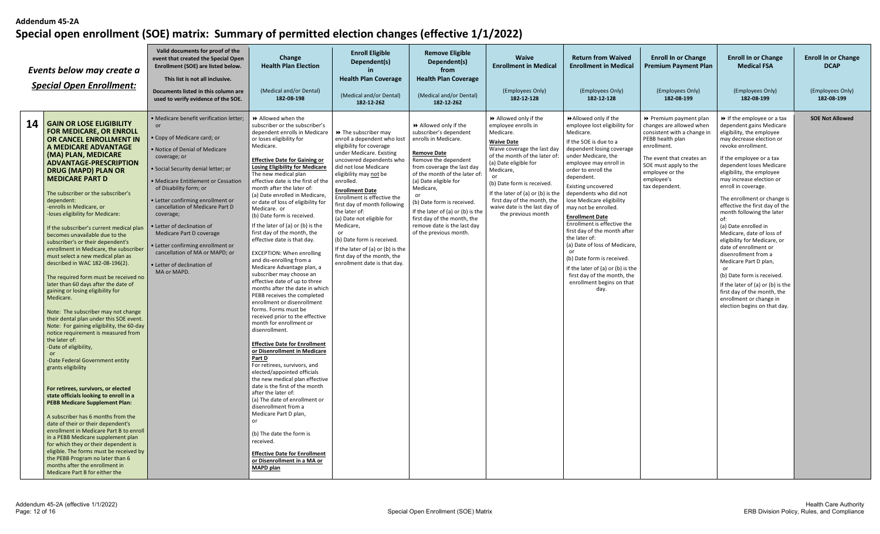**Addendum 45-2A**

# Special open enrollment (SOE) matrix: Summary of permitted election changes (effective 1/1/2022)

| | *Events below may create a Special Open Enrollment:* | Valid documents for proof of the event that created the Special Open Enrollment (SOE) are listed below. This list is not all inclusive. Documents listed in this column are used to verify evidence of the SOE. | Change Health Plan Election (Medical and/or Dental) 182-08-198 | Enroll Eligible Dependent(s) in Health Plan Coverage (Medical and/or Dental) 182-12-262 | Remove Eligible Dependent(s) from Health Plan Coverage (Medical and/or Dental) 182-12-262 | Waive Enrollment in Medical (Employees Only) 182-12-128 | Return from Waived Enrollment in Medical (Employees Only) 182-12-128 | Enroll In or Change Premium Payment Plan (Employees Only) 182-08-199 | Enroll In or Change Medical FSA (Employees Only) 182-08-199 | Enroll In or Change DCAP (Employees Only) 182-08-199 |
|---|---|---|---|---|---|---|---|---|---|---|
| **14** | **GAIN OR LOSE ELIGIBILITY FOR MEDICARE, OR ENROLL OR CANCEL ENROLLMENT IN A MEDICARE ADVANTAGE (MA) PLAN, MEDICARE ADVANTAGE-PRESCRIPTION DRUG (MAPD) PLAN OR MEDICARE PART D**<br><br>The subscriber or the subscriber's dependent:<br>-enrolls in Medicare, or<br>-loses eligibility for Medicare:<br><br>If the subscriber's current medical plan becomes unavailable due to the subscriber's or their dependent's enrollment in Medicare, the subscriber must select a new medical plan as described in WAC 182-08-196(2).<br><br>The required form must be received no later than 60 days after the date of gaining or losing eligibility for Medicare.<br><br>Note: The subscriber may not change their dental plan under this SOE event.<br>Note: For gaining eligibility, the 60-day notice requirement is measured from the later of:<br>-Date of eligibility,<br>or<br>-Date Federal Government entity grants eligibility<br><br>**For retirees, survivors, or elected state officials looking to enroll in a PEBB Medicare Supplement Plan:**<br><br>A subscriber has 6 months from the date of their or their dependent's enrollment in Medicare Part B to enroll in a PEBB Medicare supplement plan for which they or their dependent is eligible. The forms must be received by the PEBB Program no later than 6 months after the enrollment in Medicare Part B for either the | • Medicare benefit verification letter; or<br>• Copy of Medicare card; or<br>• Notice of Denial of Medicare coverage; or<br>• Social Security denial letter; or<br>• Medicare Entitlement or Cessation of Disability form; or<br>• Letter confirming enrollment or cancellation of Medicare Part D coverage;<br>• Letter of declination of Medicare Part D coverage<br>• Letter confirming enrollment or cancellation of MA or MAPD; or<br>• Letter of declination of MA or MAPD. | ⏩ Allowed when the subscriber or the subscriber's dependent enrolls in Medicare or loses eligibility for Medicare.<br><br>**Effective Date for Gaining or Losing Eligibility for Medicare**<br>The new medical plan effective date is the first of the month after the later of:<br>(a) Date enrolled in Medicare, or date of loss of eligibility for Medicare. or<br>(b) Date form is received.<br>If the later of (a) or (b) is the first day of the month, the effective date is that day.<br><br>EXCEPTION: When enrolling and dis-enrolling from a Medicare Advantage plan, a subscriber may choose an effective date of up to three months after the date in which PEBB receives the completed enrollment or disenrollment forms. Forms must be received prior to the effective month for enrollment or disenrollment.<br><br>**Effective Date for Enrollment or Disenrollment in Medicare Part D**<br>For retirees, survivors, and elected/appointed officials the new medical plan effective date is the first of the month after the later of:<br>(a) The date of enrollment or disenrollment from a Medicare Part D plan,<br>or<br>(b) The date the form is received.<br><br>**Effective Date for Enrollment or Disenrollment in a MA or MAPD plan** | ⏩ The subscriber may enroll a dependent who lost eligibility for coverage under Medicare. Existing uncovered dependents who did not lose Medicare eligibility may not be enrolled.<br><br>**Enrollment Date**<br>Enrollment is effective the first day of month following the later of:<br>(a) Date not eligible for Medicare,<br>or<br>(b) Date form is received.<br>If the later of (a) or (b) is the first day of the month, the enrollment date is that day. | ⏩ Allowed only if the subscriber's dependent enrolls in Medicare.<br><br>**Remove Date**<br>Remove the dependent from coverage the last day of the month of the later of:<br>(a) Date eligible for Medicare,<br>or<br>(b) Date form is received.<br>If the later of (a) or (b) is the first day of the month, the remove date is the last day of the previous month. | ⏩ Allowed only if the employee enrolls in Medicare.<br>**Waive Date**<br>Waive coverage the last day of the month of the later of:<br>(a) Date eligible for Medicare,<br>or<br>(b) Date form is received.<br>If the later of (a) or (b) is the first day of the month, the waive date is the last day of the previous month | ⏩Allowed only if the employee lost eligibility for Medicare.<br>If the SOE is due to a dependent losing coverage under Medicare, the employee may enroll in order to enroll the dependent.<br>Existing uncovered dependents who did not lose Medicare eligibility may not be enrolled.<br>**Enrollment Date**<br>Enrollment is effective the first day of the month after the later of:<br>(a) Date of loss of Medicare,<br>or<br>(b) Date form is received.<br>If the later of (a) or (b) is the first day of the month, the enrollment begins on that day. | ⏩ Premium payment plan changes are allowed when consistent with a change in PEBB health plan enrollment.<br>The event that creates an SOE must apply to the employee or the employee's tax dependent. | ⏩ If the employee or a tax dependent gains Medicare eligibility, the employee may decrease election or revoke enrollment.<br>If the employee or a tax dependent loses Medicare eligibility, the employee may increase election or enroll in coverage.<br>The enrollment or change is effective the first day of the month following the later of:<br>(a) Date enrolled in Medicare, date of loss of eligibility for Medicare, or date of enrollment or disenrollment from a Medicare Part D plan,<br>or<br>(b) Date form is received.<br>If the later of (a) or (b) is the first day of the month, the enrollment or change in election begins on that day. | **SOE Not Allowed** |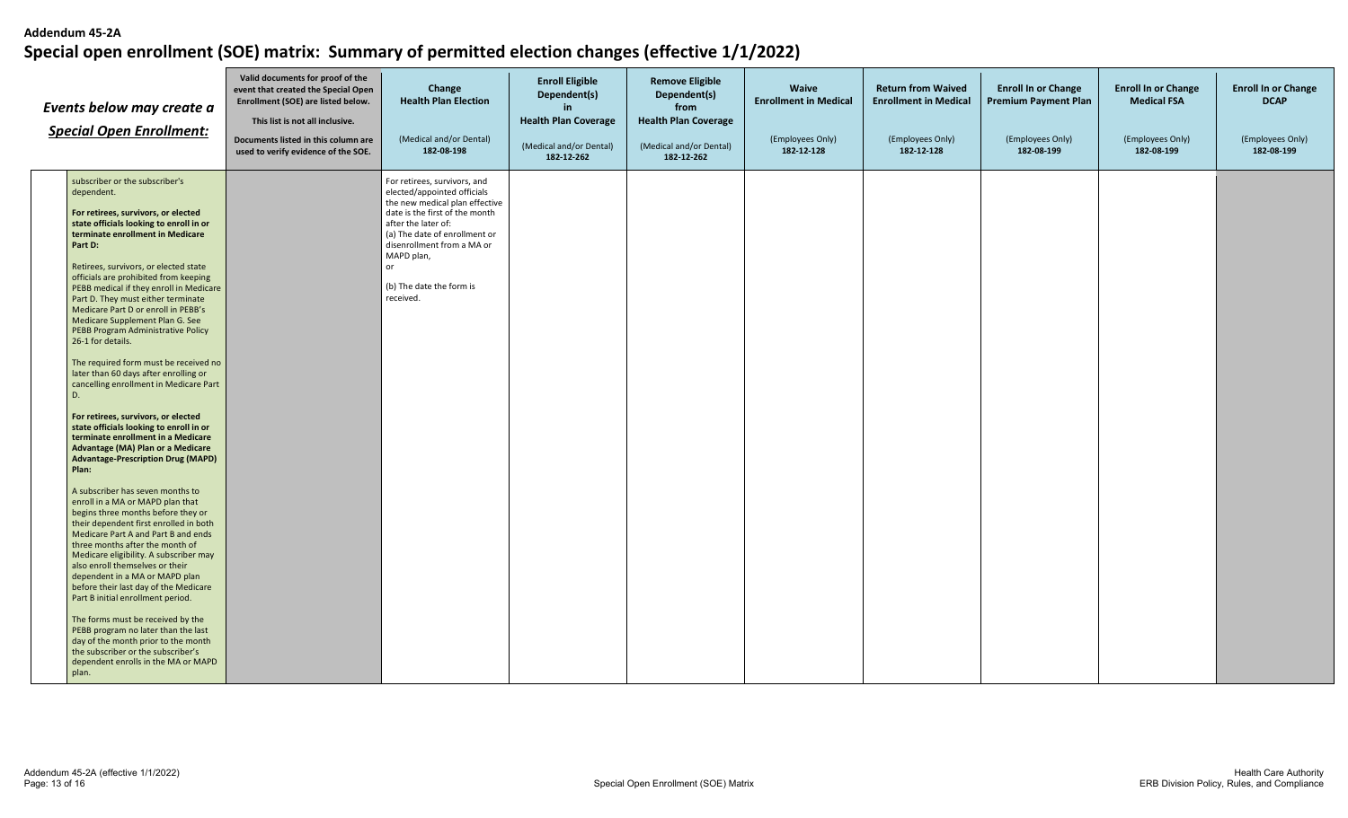Addendum 45-2A

# Special open enrollment (SOE) matrix: Summary of permitted election changes (effective 1/1/2022)

| *Events below may create a Special Open Enrollment:* | Valid documents for proof of the event that created the Special Open Enrollment (SOE) are listed below. This list is not all inclusive. Documents listed in this column are used to verify evidence of the SOE. | Change Health Plan Election (Medical and/or Dental) 182-08-198 | Enroll Eligible Dependent(s) in Health Plan Coverage (Medical and/or Dental) 182-12-262 | Remove Eligible Dependent(s) from Health Plan Coverage (Medical and/or Dental) 182-12-262 | Waive Enrollment in Medical (Employees Only) 182-12-128 | Return from Waived Enrollment in Medical (Employees Only) 182-12-128 | Enroll In or Change Premium Payment Plan (Employees Only) 182-08-199 | Enroll In or Change Medical FSA (Employees Only) 182-08-199 | Enroll In or Change DCAP (Employees Only) 182-08-199 |
|---|---|---|---|---|---|---|---|---|---|
| subscriber or the subscriber's dependent.<br><br>**For retirees, survivors, or elected state officials looking to enroll in or terminate enrollment in Medicare Part D:**<br><br>Retirees, survivors, or elected state officials are prohibited from keeping PEBB medical if they enroll in Medicare Part D. They must either terminate Medicare Part D or enroll in PEBB's Medicare Supplement Plan G. See PEBB Program Administrative Policy 26-1 for details.<br><br>The required form must be received no later than 60 days after enrolling or cancelling enrollment in Medicare Part D.<br><br>**For retirees, survivors, or elected state officials looking to enroll in or terminate enrollment in a Medicare Advantage (MA) Plan or a Medicare Advantage-Prescription Drug (MAPD) Plan:**<br><br>A subscriber has seven months to enroll in a MA or MAPD plan that begins three months before they or their dependent first enrolled in both Medicare Part A and Part B and ends three months after the month of Medicare eligibility. A subscriber may also enroll themselves or their dependent in a MA or MAPD plan before their last day of the Medicare Part B initial enrollment period.<br><br>The forms must be received by the PEBB program no later than the last day of the month prior to the month the subscriber or the subscriber's dependent enrolls in the MA or MAPD plan. | | For retirees, survivors, and elected/appointed officials the new medical plan effective date is the first of the month after the later of:<br>(a) The date of enrollment or disenrollment from a MA or MAPD plan,<br>or<br><br>(b) The date the form is received. | | | | | | | |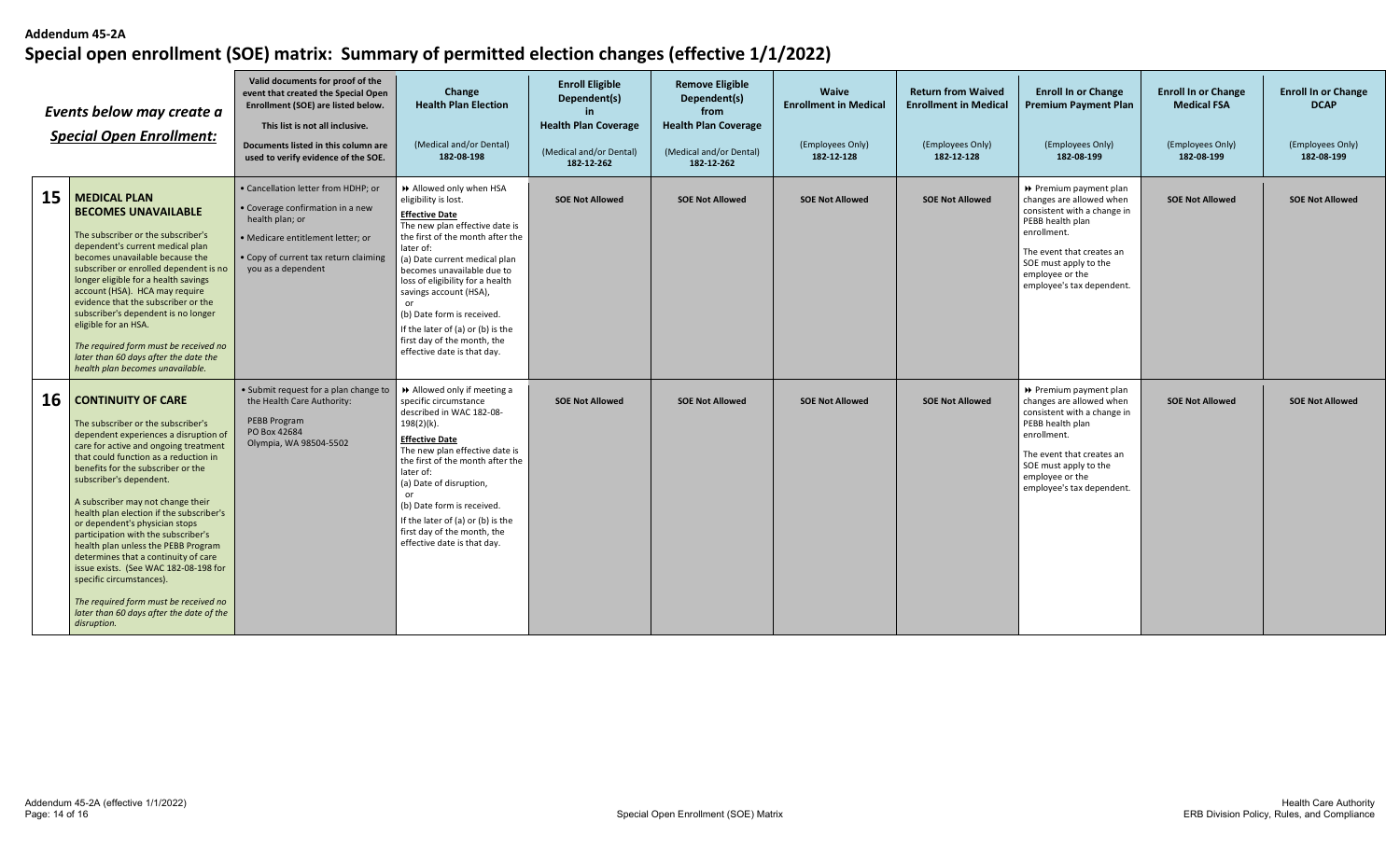**Addendum 45-2A**

# Special open enrollment (SOE) matrix: Summary of permitted election changes (effective 1/1/2022)

| | *Events below may create a Special Open Enrollment:* | Valid documents for proof of the event that created the Special Open Enrollment (SOE) are listed below. This list is not all inclusive. Documents listed in this column are used to verify evidence of the SOE. | Change Health Plan Election (Medical and/or Dental) 182-08-198 | Enroll Eligible Dependent(s) in Health Plan Coverage (Medical and/or Dental) 182-12-262 | Remove Eligible Dependent(s) from Health Plan Coverage (Medical and/or Dental) 182-12-262 | Waive Enrollment in Medical (Employees Only) 182-12-128 | Return from Waived Enrollment in Medical (Employees Only) 182-12-128 | Enroll In or Change Premium Payment Plan (Employees Only) 182-08-199 | Enroll In or Change Medical FSA (Employees Only) 182-08-199 | Enroll In or Change DCAP (Employees Only) 182-08-199 |
|---|---|---|---|---|---|---|---|---|---|---|
| **15** | **MEDICAL PLAN BECOMES UNAVAILABLE**<br><br>The subscriber or the subscriber's dependent's current medical plan becomes unavailable because the subscriber or enrolled dependent is no longer eligible for a health savings account (HSA). HCA may require evidence that the subscriber or the subscriber's dependent is no longer eligible for an HSA.<br><br>*The required form must be received no later than 60 days after the date the health plan becomes unavailable.* | • Cancellation letter from HDHP; or<br>• Coverage confirmation in a new health plan; or<br>• Medicare entitlement letter; or<br>• Copy of current tax return claiming you as a dependent | ⏩ Allowed only when HSA eligibility is lost.<br>**Effective Date**<br>The new plan effective date is the first of the month after the later of:<br>(a) Date current medical plan becomes unavailable due to loss of eligibility for a health savings account (HSA),<br>or<br>(b) Date form is received.<br>If the later of (a) or (b) is the first day of the month, the effective date is that day. | **SOE Not Allowed** | **SOE Not Allowed** | **SOE Not Allowed** | **SOE Not Allowed** | ⏩ Premium payment plan changes are allowed when consistent with a change in PEBB health plan enrollment.<br><br>The event that creates an SOE must apply to the employee or the employee's tax dependent. | **SOE Not Allowed** | **SOE Not Allowed** |
| **16** | **CONTINUITY OF CARE**<br><br>The subscriber or the subscriber's dependent experiences a disruption of care for active and ongoing treatment that could function as a reduction in benefits for the subscriber or the subscriber's dependent.<br><br>A subscriber may not change their health plan election if the subscriber's or dependent's physician stops participation with the subscriber's health plan unless the PEBB Program determines that a continuity of care issue exists. (See WAC 182-08-198 for specific circumstances).<br><br>*The required form must be received no later than 60 days after the date of the disruption.* | • Submit request for a plan change to the Health Care Authority:<br><br>PEBB Program<br>PO Box 42684<br>Olympia, WA 98504-5502 | ⏩ Allowed only if meeting a specific circumstance described in WAC 182-08-198(2)(k).<br>**Effective Date**<br>The new plan effective date is the first of the month after the later of:<br>(a) Date of disruption,<br>or<br>(b) Date form is received.<br>If the later of (a) or (b) is the first day of the month, the effective date is that day. | **SOE Not Allowed** | **SOE Not Allowed** | **SOE Not Allowed** | **SOE Not Allowed** | ⏩ Premium payment plan changes are allowed when consistent with a change in PEBB health plan enrollment.<br><br>The event that creates an SOE must apply to the employee or the employee's tax dependent. | **SOE Not Allowed** | **SOE Not Allowed** |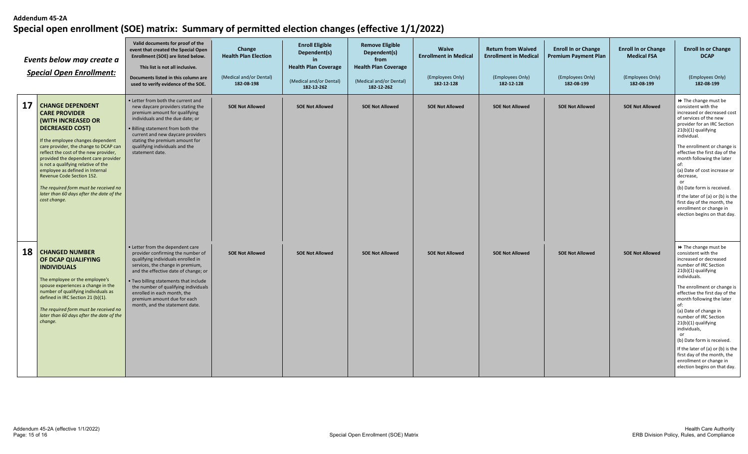**Addendum 45-2A**

# Special open enrollment (SOE) matrix: Summary of permitted election changes (effective 1/1/2022)

| | *Events below may create a* ***Special Open Enrollment:*** | **Valid documents for proof of the event that created the Special Open Enrollment (SOE) are listed below. This list is not all inclusive. Documents listed in this column are used to verify evidence of the SOE.** | **Change Health Plan Election** (Medical and/or Dental) **182-08-198** | **Enroll Eligible Dependent(s) in Health Plan Coverage** (Medical and/or Dental) **182-12-262** | **Remove Eligible Dependent(s) from Health Plan Coverage** (Medical and/or Dental) **182-12-262** | **Waive Enrollment in Medical** (Employees Only) **182-12-128** | **Return from Waived Enrollment in Medical** (Employees Only) **182-12-128** | **Enroll In or Change Premium Payment Plan** (Employees Only) **182-08-199** | **Enroll In or Change Medical FSA** (Employees Only) **182-08-199** | **Enroll In or Change DCAP** (Employees Only) **182-08-199** |
|---|---|---|---|---|---|---|---|---|---|---|
| **17** | **CHANGE DEPENDENT CARE PROVIDER (WITH INCREASED OR DECREASED COST)** If the employee changes dependent care provider, the change to DCAP can reflect the cost of the new provider, provided the dependent care provider is not a qualifying relative of the employee as defined in Internal Revenue Code Section 152. *The required form must be received no later than 60 days after the date of the cost change.* | • Letter from both the current and new daycare providers stating the premium amount for qualifying individuals and the due date; or • Billing statement from both the current and new daycare providers stating the premium amount for qualifying individuals and the statement date. | **SOE Not Allowed** | **SOE Not Allowed** | **SOE Not Allowed** | **SOE Not Allowed** | **SOE Not Allowed** | **SOE Not Allowed** | **SOE Not Allowed** | ⏩ The change must be consistent with the increased or decreased cost of services of the new provider for an IRC Section 21(b)(1) qualifying individual. The enrollment or change is effective the first day of the month following the later of: (a) Date of cost increase or decrease, or (b) Date form is received. If the later of (a) or (b) is the first day of the month, the enrollment or change in election begins on that day. |
| **18** | **CHANGED NUMBER OF DCAP QUALIFYING INDIVIDUALS** The employee or the employee's spouse experiences a change in the number of qualifying individuals as defined in IRC Section 21 (b)(1). *The required form must be received no later than 60 days after the date of the change.* | • Letter from the dependent care provider confirming the number of qualifying individuals enrolled in services, the change in premium, and the effective date of change; or • Two billing statements that include the number of qualifying individuals enrolled in each month, the premium amount due for each month, and the statement date. | **SOE Not Allowed** | **SOE Not Allowed** | **SOE Not Allowed** | **SOE Not Allowed** | **SOE Not Allowed** | **SOE Not Allowed** | **SOE Not Allowed** | ⏩ The change must be consistent with the increased or decreased number of IRC Section 21(b)(1) qualifying individuals. The enrollment or change is effective the first day of the month following the later of: (a) Date of change in number of IRC Section 21(b)(1) qualifying individuals, or (b) Date form is received. If the later of (a) or (b) is the first day of the month, the enrollment or change in election begins on that day. |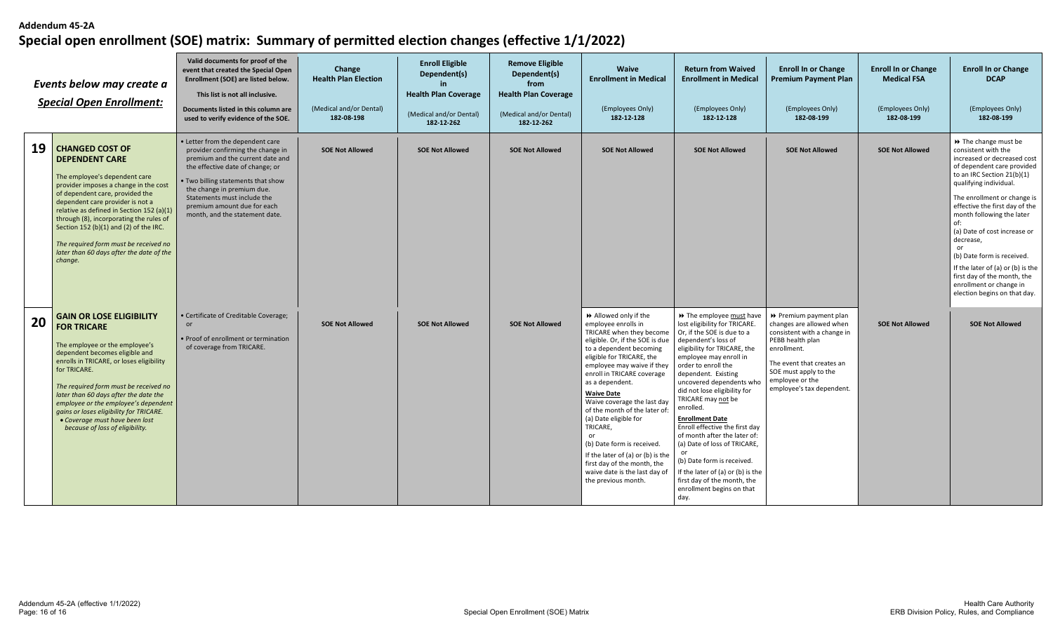Addendum 45-2A

# Special open enrollment (SOE) matrix: Summary of permitted election changes (effective 1/1/2022)

| | Events below may create a Special Open Enrollment: | Valid documents for proof of the event that created the Special Open Enrollment (SOE) are listed below. This list is not all inclusive. Documents listed in this column are used to verify evidence of the SOE. | Change Health Plan Election (Medical and/or Dental) 182-08-198 | Enroll Eligible Dependent(s) in Health Plan Coverage (Medical and/or Dental) 182-12-262 | Remove Eligible Dependent(s) from Health Plan Coverage (Medical and/or Dental) 182-12-262 | Waive Enrollment in Medical (Employees Only) 182-12-128 | Return from Waived Enrollment in Medical (Employees Only) 182-12-128 | Enroll In or Change Premium Payment Plan (Employees Only) 182-08-199 | Enroll In or Change Medical FSA (Employees Only) 182-08-199 | Enroll In or Change DCAP (Employees Only) 182-08-199 |
|---|---|---|---|---|---|---|---|---|---|---|
| **19** | **CHANGED COST OF DEPENDENT CARE**<br><br>The employee's dependent care provider imposes a change in the cost of dependent care, provided the dependent care provider is not a relative as defined in Section 152 (a)(1) through (8), incorporating the rules of Section 152 (b)(1) and (2) of the IRC.<br><br>*The required form must be received no later than 60 days after the date of the change.* | • Letter from the dependent care provider confirming the change in premium and the current date and the effective date of change; or<br>• Two billing statements that show the change in premium due. Statements must include the premium amount due for each month, and the statement date. | **SOE Not Allowed** | **SOE Not Allowed** | **SOE Not Allowed** | **SOE Not Allowed** | **SOE Not Allowed** | **SOE Not Allowed** | **SOE Not Allowed** | ➧ The change must be consistent with the increased or decreased cost of dependent care provided to an IRC Section 21(b)(1) qualifying individual.<br><br>The enrollment or change is effective the first day of the month following the later of:<br>(a) Date of cost increase or decrease,<br>or<br>(b) Date form is received.<br>If the later of (a) or (b) is the first day of the month, the enrollment or change in election begins on that day. |
| **20** | **GAIN OR LOSE ELIGIBILITY FOR TRICARE**<br><br>The employee or the employee's dependent becomes eligible and enrolls in TRICARE, or loses eligibility for TRICARE.<br><br>*The required form must be received no later than 60 days after the date the employee or the employee's dependent gains or loses eligibility for TRICARE.*<br>*• Coverage must have been lost because of loss of eligibility.* | • Certificate of Creditable Coverage; or<br>• Proof of enrollment or termination of coverage from TRICARE. | **SOE Not Allowed** | **SOE Not Allowed** | **SOE Not Allowed** | ➧ Allowed only if the employee enrolls in TRICARE when they become eligible. Or, if the SOE is due to a dependent becoming eligible for TRICARE, the employee may waive if they enroll in TRICARE coverage as a dependent.<br>**Waive Date**<br>Waive coverage the last day of the month of the later of:<br>(a) Date eligible for TRICARE,<br>or<br>(b) Date form is received.<br>If the later of (a) or (b) is the first day of the month, the waive date is the last day of the previous month. | ➧ The employee must have lost eligibility for TRICARE. Or, if the SOE is due to a dependent's loss of eligibility for TRICARE, the employee may enroll in order to enroll the dependent. Existing uncovered dependents who did not lose eligibility for TRICARE may not be enrolled.<br>**Enrollment Date**<br>Enroll effective the first day of month after the later of:<br>(a) Date of loss of TRICARE,<br>or<br>(b) Date form is received.<br>If the later of (a) or (b) is the first day of the month, the enrollment begins on that day. | ➧ Premium payment plan changes are allowed when consistent with a change in PEBB health plan enrollment.<br><br>The event that creates an SOE must apply to the employee or the employee's tax dependent. | **SOE Not Allowed** | **SOE Not Allowed** |

Addendum 45-2A (effective 1/1/2022)

Special Open Enrollment (SOE) Matrix

Health Care Authority
ERB Division Policy, Rules, and Compliance